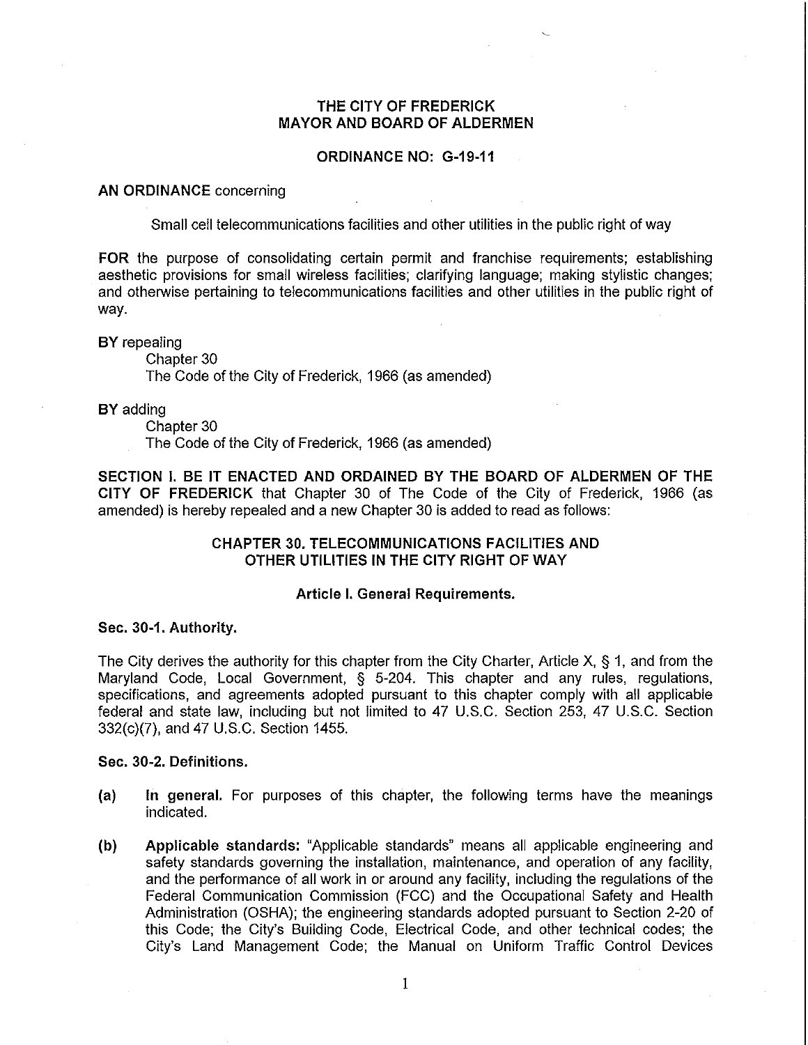**THE CITY OF FREDERICK**
**MAYOR AND BOARD OF ALDERMEN**

**ORDINANCE NO: G-19-11**

**AN ORDINANCE** concerning

Small cell telecommunications facilities and other utilities in the public right of way

**FOR** the purpose of consolidating certain permit and franchise requirements; establishing aesthetic provisions for small wireless facilities; clarifying language; making stylistic changes; and otherwise pertaining to telecommunications facilities and other utilities in the public right of way.

**BY** repealing

Chapter 30
The Code of the City of Frederick, 1966 (as amended)

**BY** adding

Chapter 30
The Code of the City of Frederick, 1966 (as amended)

**SECTION I. BE IT ENACTED AND ORDAINED BY THE BOARD OF ALDERMEN OF THE CITY OF FREDERICK** that Chapter 30 of The Code of the City of Frederick, 1966 (as amended) is hereby repealed and a new Chapter 30 is added to read as follows:

## CHAPTER 30. TELECOMMUNICATIONS FACILITIES AND OTHER UTILITIES IN THE CITY RIGHT OF WAY

### Article I. General Requirements.

**Sec. 30-1. Authority.**

The City derives the authority for this chapter from the City Charter, Article X, § 1, and from the Maryland Code, Local Government, § 5-204. This chapter and any rules, regulations, specifications, and agreements adopted pursuant to this chapter comply with all applicable federal and state law, including but not limited to 47 U.S.C. Section 253, 47 U.S.C. Section 332(c)(7), and 47 U.S.C. Section 1455.

**Sec. 30-2. Definitions.**

**(a)** **In general.** For purposes of this chapter, the following terms have the meanings indicated.

**(b)** **Applicable standards:** "Applicable standards" means all applicable engineering and safety standards governing the installation, maintenance, and operation of any facility, and the performance of all work in or around any facility, including the regulations of the Federal Communication Commission (FCC) and the Occupational Safety and Health Administration (OSHA); the engineering standards adopted pursuant to Section 2-20 of this Code; the City's Building Code, Electrical Code, and other technical codes; the City's Land Management Code; the Manual on Uniform Traffic Control Devices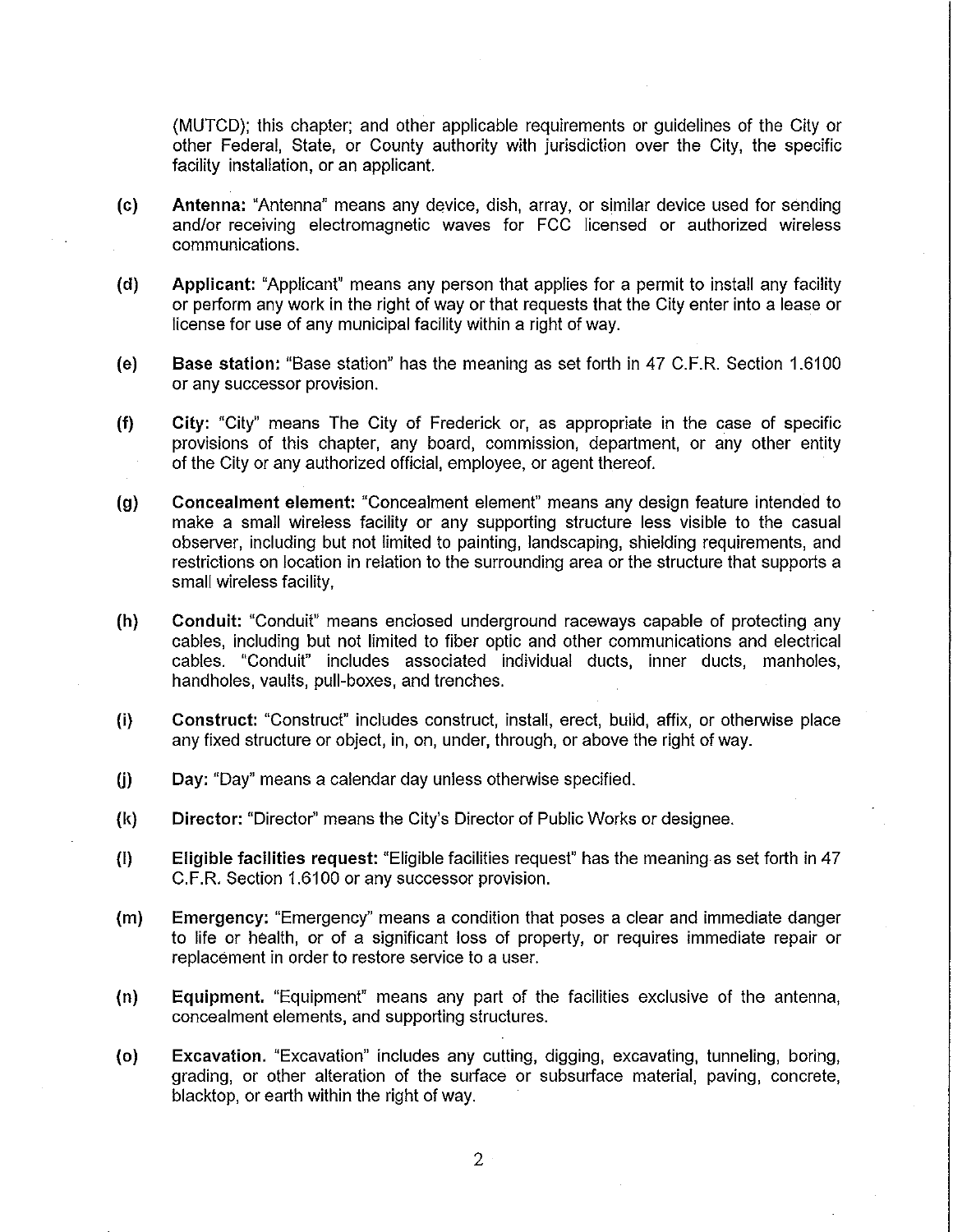(MUTCD); this chapter; and other applicable requirements or guidelines of the City or other Federal, State, or County authority with jurisdiction over the City, the specific facility installation, or an applicant.

(c) **Antenna:** "Antenna" means any device, dish, array, or similar device used for sending and/or receiving electromagnetic waves for FCC licensed or authorized wireless communications.

(d) **Applicant:** "Applicant" means any person that applies for a permit to install any facility or perform any work in the right of way or that requests that the City enter into a lease or license for use of any municipal facility within a right of way.

(e) **Base station:** "Base station" has the meaning as set forth in 47 C.F.R. Section 1.6100 or any successor provision.

(f) **City:** "City" means The City of Frederick or, as appropriate in the case of specific provisions of this chapter, any board, commission, department, or any other entity of the City or any authorized official, employee, or agent thereof.

(g) **Concealment element:** "Concealment element" means any design feature intended to make a small wireless facility or any supporting structure less visible to the casual observer, including but not limited to painting, landscaping, shielding requirements, and restrictions on location in relation to the surrounding area or the structure that supports a small wireless facility,

(h) **Conduit:** "Conduit" means enclosed underground raceways capable of protecting any cables, including but not limited to fiber optic and other communications and electrical cables. "Conduit" includes associated individual ducts, inner ducts, manholes, handholes, vaults, pull-boxes, and trenches.

(i) **Construct:** "Construct" includes construct, install, erect, build, affix, or otherwise place any fixed structure or object, in, on, under, through, or above the right of way.

(j) **Day:** "Day" means a calendar day unless otherwise specified.

(k) **Director:** "Director" means the City's Director of Public Works or designee.

(l) **Eligible facilities request:** "Eligible facilities request" has the meaning as set forth in 47 C.F.R. Section 1.6100 or any successor provision.

(m) **Emergency:** "Emergency" means a condition that poses a clear and immediate danger to life or health, or of a significant loss of property, or requires immediate repair or replacement in order to restore service to a user.

(n) **Equipment.** "Equipment" means any part of the facilities exclusive of the antenna, concealment elements, and supporting structures.

(o) **Excavation.** "Excavation" includes any cutting, digging, excavating, tunneling, boring, grading, or other alteration of the surface or subsurface material, paving, concrete, blacktop, or earth within the right of way.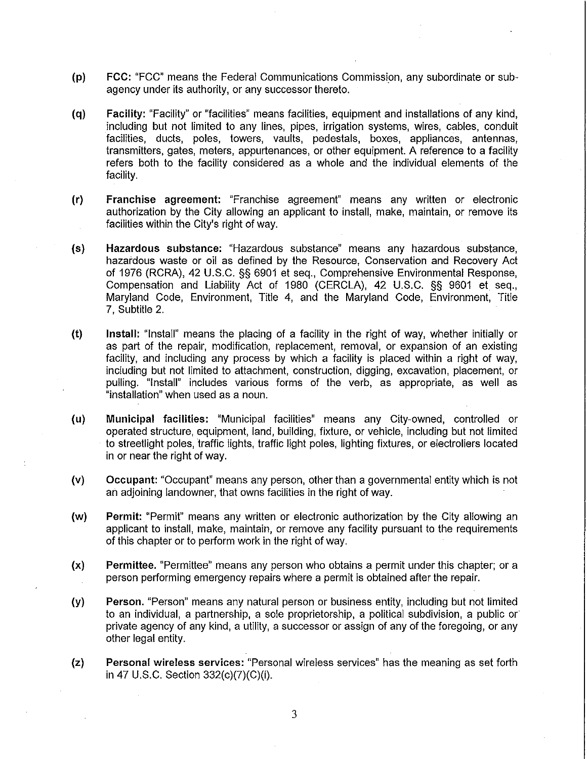**(p)** **FCC:** "FCC" means the Federal Communications Commission, any subordinate or sub-agency under its authority, or any successor thereto.

**(q)** **Facility:** "Facility" or "facilities" means facilities, equipment and installations of any kind, including but not limited to any lines, pipes, irrigation systems, wires, cables, conduit facilities, ducts, poles, towers, vaults, pedestals, boxes, appliances, antennas, transmitters, gates, meters, appurtenances, or other equipment. A reference to a facility refers both to the facility considered as a whole and the individual elements of the facility.

**(r)** **Franchise agreement:** "Franchise agreement" means any written or electronic authorization by the City allowing an applicant to install, make, maintain, or remove its facilities within the City's right of way.

**(s)** **Hazardous substance:** "Hazardous substance" means any hazardous substance, hazardous waste or oil as defined by the Resource, Conservation and Recovery Act of 1976 (RCRA), 42 U.S.C. §§ 6901 et seq., Comprehensive Environmental Response, Compensation and Liability Act of 1980 (CERCLA), 42 U.S.C. §§ 9601 et seq., Maryland Code, Environment, Title 4, and the Maryland Code, Environment, Title 7, Subtitle 2.

**(t)** **Install:** "Install" means the placing of a facility in the right of way, whether initially or as part of the repair, modification, replacement, removal, or expansion of an existing facility, and including any process by which a facility is placed within a right of way, including but not limited to attachment, construction, digging, excavation, placement, or pulling. "Install" includes various forms of the verb, as appropriate, as well as "installation" when used as a noun.

**(u)** **Municipal facilities:** "Municipal facilities" means any City-owned, controlled or operated structure, equipment, land, building, fixture, or vehicle, including but not limited to streetlight poles, traffic lights, traffic light poles, lighting fixtures, or electroliers located in or near the right of way.

**(v)** **Occupant:** "Occupant" means any person, other than a governmental entity which is not an adjoining landowner, that owns facilities in the right of way.

**(w)** **Permit:** "Permit" means any written or electronic authorization by the City allowing an applicant to install, make, maintain, or remove any facility pursuant to the requirements of this chapter or to perform work in the right of way.

**(x)** **Permittee.** "Permittee" means any person who obtains a permit under this chapter; or a person performing emergency repairs where a permit is obtained after the repair.

**(y)** **Person.** "Person" means any natural person or business entity, including but not limited to an individual, a partnership, a sole proprietorship, a political subdivision, a public or private agency of any kind, a utility, a successor or assign of any of the foregoing, or any other legal entity.

**(z)** **Personal wireless services:** "Personal wireless services" has the meaning as set forth in 47 U.S.C. Section 332(c)(7)(C)(i).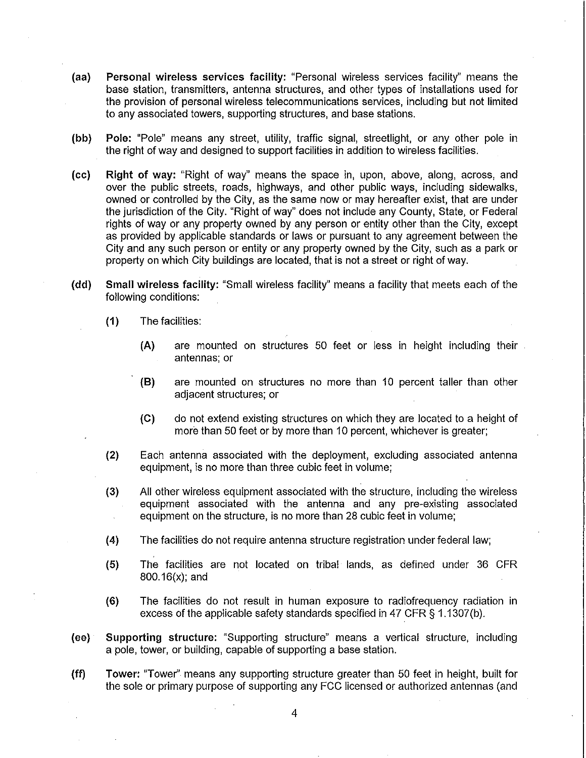**(aa) Personal wireless services facility:** "Personal wireless services facility" means the base station, transmitters, antenna structures, and other types of installations used for the provision of personal wireless telecommunications services, including but not limited to any associated towers, supporting structures, and base stations.

**(bb) Pole:** "Pole" means any street, utility, traffic signal, streetlight, or any other pole in the right of way and designed to support facilities in addition to wireless facilities.

**(cc) Right of way:** "Right of way" means the space in, upon, above, along, across, and over the public streets, roads, highways, and other public ways, including sidewalks, owned or controlled by the City, as the same now or may hereafter exist, that are under the jurisdiction of the City. "Right of way" does not include any County, State, or Federal rights of way or any property owned by any person or entity other than the City, except as provided by applicable standards or laws or pursuant to any agreement between the City and any such person or entity or any property owned by the City, such as a park or property on which City buildings are located, that is not a street or right of way.

**(dd) Small wireless facility:** "Small wireless facility" means a facility that meets each of the following conditions:

- **(1)** The facilities:
  - **(A)** are mounted on structures 50 feet or less in height including their antennas; or
  - **(B)** are mounted on structures no more than 10 percent taller than other adjacent structures; or
  - **(C)** do not extend existing structures on which they are located to a height of more than 50 feet or by more than 10 percent, whichever is greater;
- **(2)** Each antenna associated with the deployment, excluding associated antenna equipment, is no more than three cubic feet in volume;
- **(3)** All other wireless equipment associated with the structure, including the wireless equipment associated with the antenna and any pre-existing associated equipment on the structure, is no more than 28 cubic feet in volume;
- **(4)** The facilities do not require antenna structure registration under federal law;
- **(5)** The facilities are not located on tribal lands, as defined under 36 CFR 800.16(x); and
- **(6)** The facilities do not result in human exposure to radiofrequency radiation in excess of the applicable safety standards specified in 47 CFR § 1.1307(b).

**(ee) Supporting structure:** "Supporting structure" means a vertical structure, including a pole, tower, or building, capable of supporting a base station.

**(ff) Tower:** "Tower" means any supporting structure greater than 50 feet in height, built for the sole or primary purpose of supporting any FCC licensed or authorized antennas (and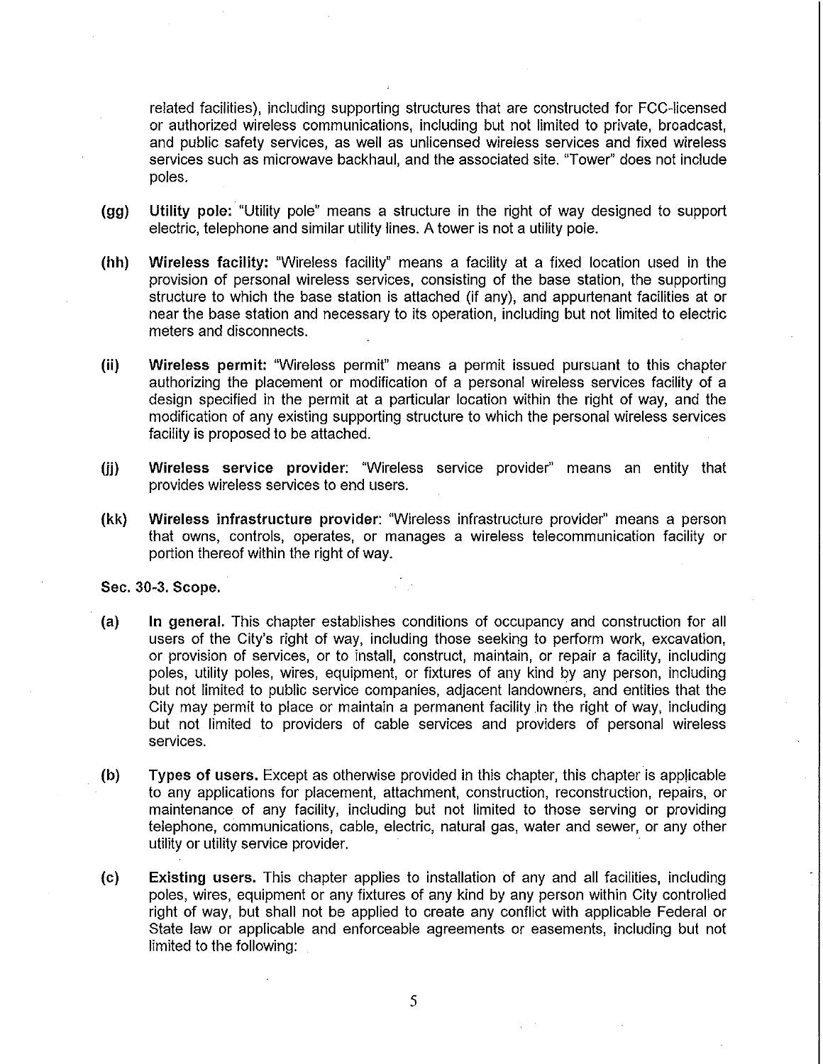related facilities), including supporting structures that are constructed for FCC-licensed or authorized wireless communications, including but not limited to private, broadcast, and public safety services, as well as unlicensed wireless services and fixed wireless services such as microwave backhaul, and the associated site. "Tower" does not include poles.

**(gg)** **Utility pole:** "Utility pole" means a structure in the right of way designed to support electric, telephone and similar utility lines. A tower is not a utility pole.

**(hh)** **Wireless facility:** "Wireless facility" means a facility at a fixed location used in the provision of personal wireless services, consisting of the base station, the supporting structure to which the base station is attached (if any), and appurtenant facilities at or near the base station and necessary to its operation, including but not limited to electric meters and disconnects.

**(ii)** **Wireless permit:** "Wireless permit" means a permit issued pursuant to this chapter authorizing the placement or modification of a personal wireless services facility of a design specified in the permit at a particular location within the right of way, and the modification of any existing supporting structure to which the personal wireless services facility is proposed to be attached.

**(jj)** **Wireless service provider**: "Wireless service provider" means an entity that provides wireless services to end users.

**(kk)** **Wireless infrastructure provider**: "Wireless infrastructure provider" means a person that owns, controls, operates, or manages a wireless telecommunication facility or portion thereof within the right of way.

**Sec. 30-3. Scope.**

**(a)** **In general.** This chapter establishes conditions of occupancy and construction for all users of the City's right of way, including those seeking to perform work, excavation, or provision of services, or to install, construct, maintain, or repair a facility, including poles, utility poles, wires, equipment, or fixtures of any kind by any person, including but not limited to public service companies, adjacent landowners, and entities that the City may permit to place or maintain a permanent facility in the right of way, including but not limited to providers of cable services and providers of personal wireless services.

**(b)** **Types of users.** Except as otherwise provided in this chapter, this chapter is applicable to any applications for placement, attachment, construction, reconstruction, repairs, or maintenance of any facility, including but not limited to those serving or providing telephone, communications, cable, electric, natural gas, water and sewer, or any other utility or utility service provider.

**(c)** **Existing users.** This chapter applies to installation of any and all facilities, including poles, wires, equipment or any fixtures of any kind by any person within City controlled right of way, but shall not be applied to create any conflict with applicable Federal or State law or applicable and enforceable agreements or easements, including but not limited to the following: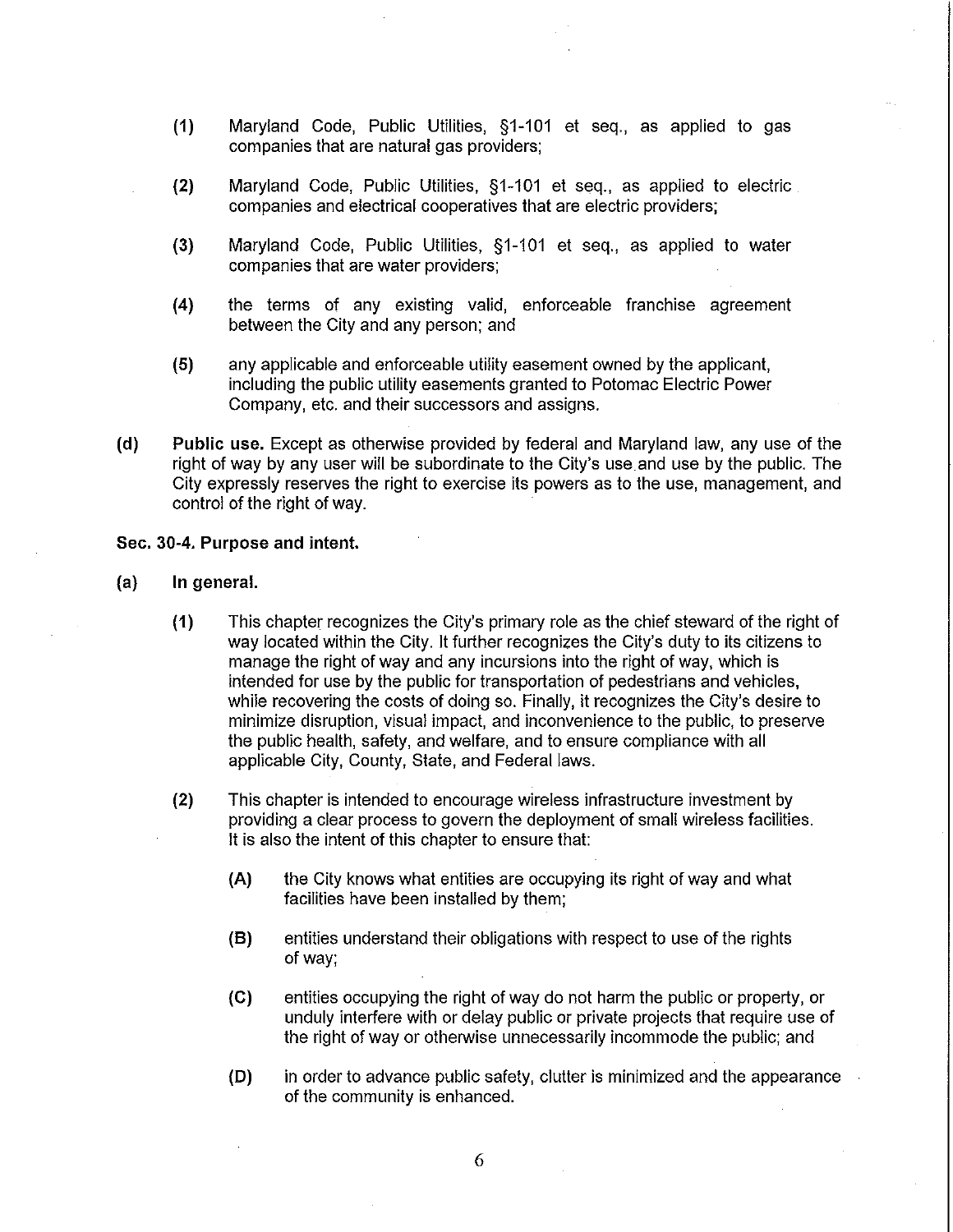(1) Maryland Code, Public Utilities, §1-101 et seq., as applied to gas companies that are natural gas providers;

(2) Maryland Code, Public Utilities, §1-101 et seq., as applied to electric companies and electrical cooperatives that are electric providers;

(3) Maryland Code, Public Utilities, §1-101 et seq., as applied to water companies that are water providers;

(4) the terms of any existing valid, enforceable franchise agreement between the City and any person; and

(5) any applicable and enforceable utility easement owned by the applicant, including the public utility easements granted to Potomac Electric Power Company, etc. and their successors and assigns.

(d) **Public use.** Except as otherwise provided by federal and Maryland law, any use of the right of way by any user will be subordinate to the City's use and use by the public. The City expressly reserves the right to exercise its powers as to the use, management, and control of the right of way.

**Sec. 30-4. Purpose and intent.**

(a) **In general.**

(1) This chapter recognizes the City's primary role as the chief steward of the right of way located within the City. It further recognizes the City's duty to its citizens to manage the right of way and any incursions into the right of way, which is intended for use by the public for transportation of pedestrians and vehicles, while recovering the costs of doing so. Finally, it recognizes the City's desire to minimize disruption, visual impact, and inconvenience to the public, to preserve the public health, safety, and welfare, and to ensure compliance with all applicable City, County, State, and Federal laws.

(2) This chapter is intended to encourage wireless infrastructure investment by providing a clear process to govern the deployment of small wireless facilities. It is also the intent of this chapter to ensure that:

(A) the City knows what entities are occupying its right of way and what facilities have been installed by them;

(B) entities understand their obligations with respect to use of the rights of way;

(C) entities occupying the right of way do not harm the public or property, or unduly interfere with or delay public or private projects that require use of the right of way or otherwise unnecessarily incommode the public; and

(D) in order to advance public safety, clutter is minimized and the appearance of the community is enhanced.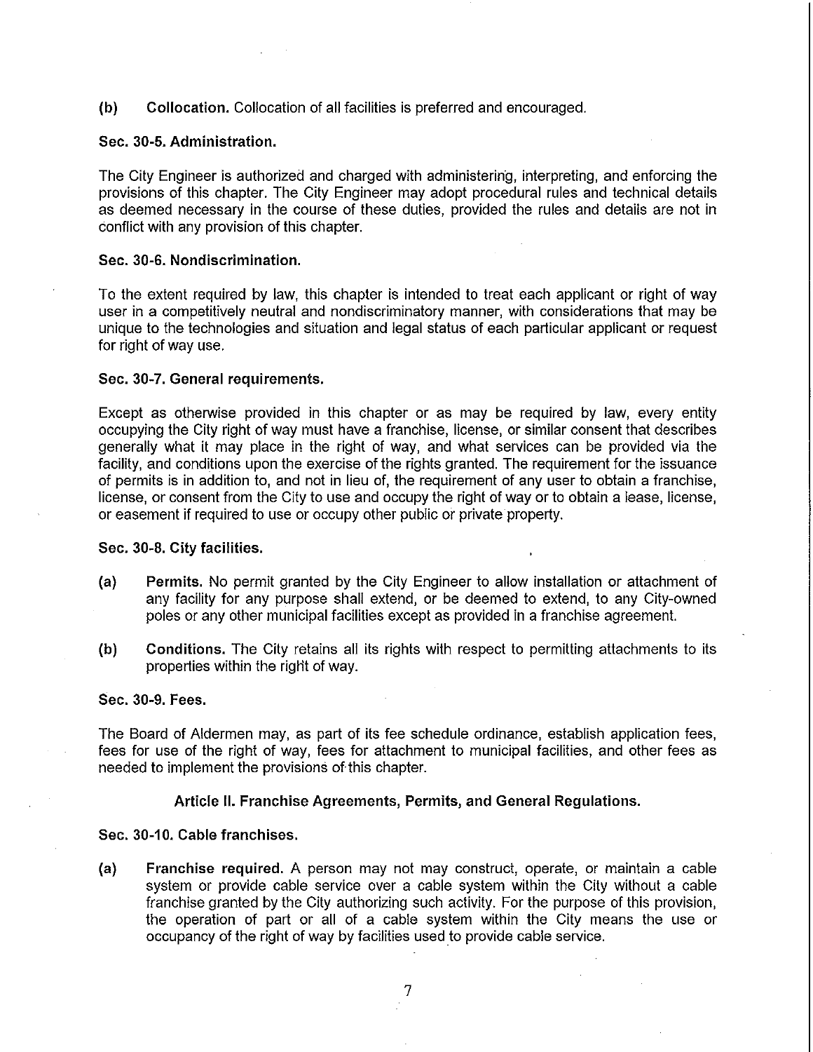**(b) Collocation.** Collocation of all facilities is preferred and encouraged.

### Sec. 30-5. Administration.

The City Engineer is authorized and charged with administering, interpreting, and enforcing the provisions of this chapter. The City Engineer may adopt procedural rules and technical details as deemed necessary in the course of these duties, provided the rules and details are not in conflict with any provision of this chapter.

### Sec. 30-6. Nondiscrimination.

To the extent required by law, this chapter is intended to treat each applicant or right of way user in a competitively neutral and nondiscriminatory manner, with considerations that may be unique to the technologies and situation and legal status of each particular applicant or request for right of way use.

### Sec. 30-7. General requirements.

Except as otherwise provided in this chapter or as may be required by law, every entity occupying the City right of way must have a franchise, license, or similar consent that describes generally what it may place in the right of way, and what services can be provided via the facility, and conditions upon the exercise of the rights granted. The requirement for the issuance of permits is in addition to, and not in lieu of, the requirement of any user to obtain a franchise, license, or consent from the City to use and occupy the right of way or to obtain a lease, license, or easement if required to use or occupy other public or private property.

### Sec. 30-8. City facilities.

**(a) Permits.** No permit granted by the City Engineer to allow installation or attachment of any facility for any purpose shall extend, or be deemed to extend, to any City-owned poles or any other municipal facilities except as provided in a franchise agreement.

**(b) Conditions.** The City retains all its rights with respect to permitting attachments to its properties within the right of way.

### Sec. 30-9. Fees.

The Board of Aldermen may, as part of its fee schedule ordinance, establish application fees, fees for use of the right of way, fees for attachment to municipal facilities, and other fees as needed to implement the provisions of this chapter.

## Article II. Franchise Agreements, Permits, and General Regulations.

### Sec. 30-10. Cable franchises.

**(a) Franchise required.** A person may not may construct, operate, or maintain a cable system or provide cable service over a cable system within the City without a cable franchise granted by the City authorizing such activity. For the purpose of this provision, the operation of part or all of a cable system within the City means the use or occupancy of the right of way by facilities used to provide cable service.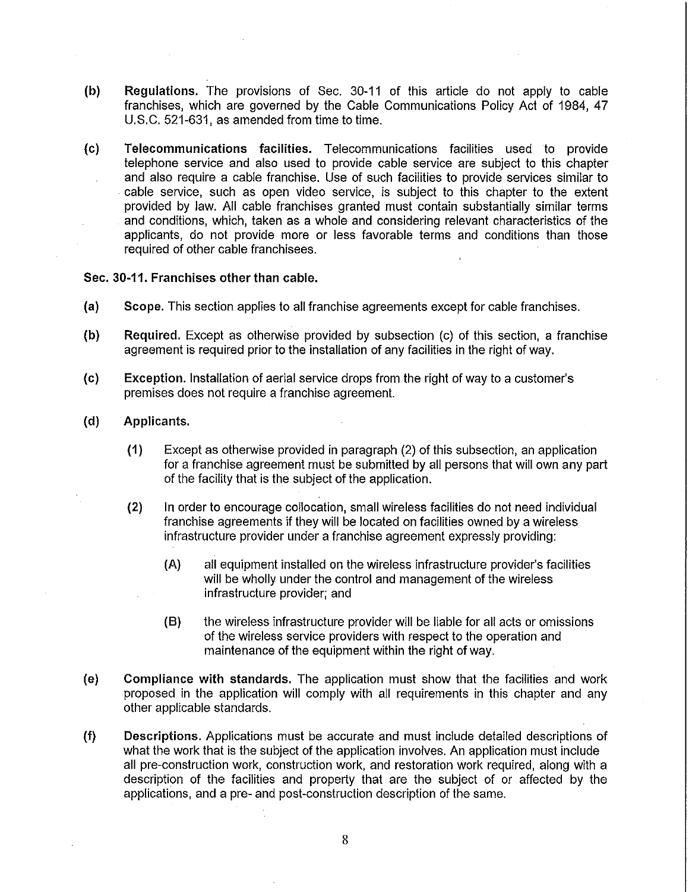**(b)** **Regulations.** The provisions of Sec. 30-11 of this article do not apply to cable franchises, which are governed by the Cable Communications Policy Act of 1984, 47 U.S.C. 521-631, as amended from time to time.

**(c)** **Telecommunications facilities.** Telecommunications facilities used to provide telephone service and also used to provide cable service are subject to this chapter and also require a cable franchise. Use of such facilities to provide services similar to cable service, such as open video service, is subject to this chapter to the extent provided by law. All cable franchises granted must contain substantially similar terms and conditions, which, taken as a whole and considering relevant characteristics of the applicants, do not provide more or less favorable terms and conditions than those required of other cable franchisees.

### Sec. 30-11. Franchises other than cable.

**(a)** **Scope.** This section applies to all franchise agreements except for cable franchises.

**(b)** **Required.** Except as otherwise provided by subsection (c) of this section, a franchise agreement is required prior to the installation of any facilities in the right of way.

**(c)** **Exception.** Installation of aerial service drops from the right of way to a customer's premises does not require a franchise agreement.

**(d)** **Applicants.**

> **(1)** Except as otherwise provided in paragraph (2) of this subsection, an application for a franchise agreement must be submitted by all persons that will own any part of the facility that is the subject of the application.
>
> **(2)** In order to encourage collocation, small wireless facilities do not need individual franchise agreements if they will be located on facilities owned by a wireless infrastructure provider under a franchise agreement expressly providing:
>
> > **(A)** all equipment installed on the wireless infrastructure provider's facilities will be wholly under the control and management of the wireless infrastructure provider; and
> >
> > **(B)** the wireless infrastructure provider will be liable for all acts or omissions of the wireless service providers with respect to the operation and maintenance of the equipment within the right of way.

**(e)** **Compliance with standards.** The application must show that the facilities and work proposed in the application will comply with all requirements in this chapter and any other applicable standards.

**(f)** **Descriptions.** Applications must be accurate and must include detailed descriptions of what the work that is the subject of the application involves. An application must include all pre-construction work, construction work, and restoration work required, along with a description of the facilities and property that are the subject of or affected by the applications, and a pre- and post-construction description of the same.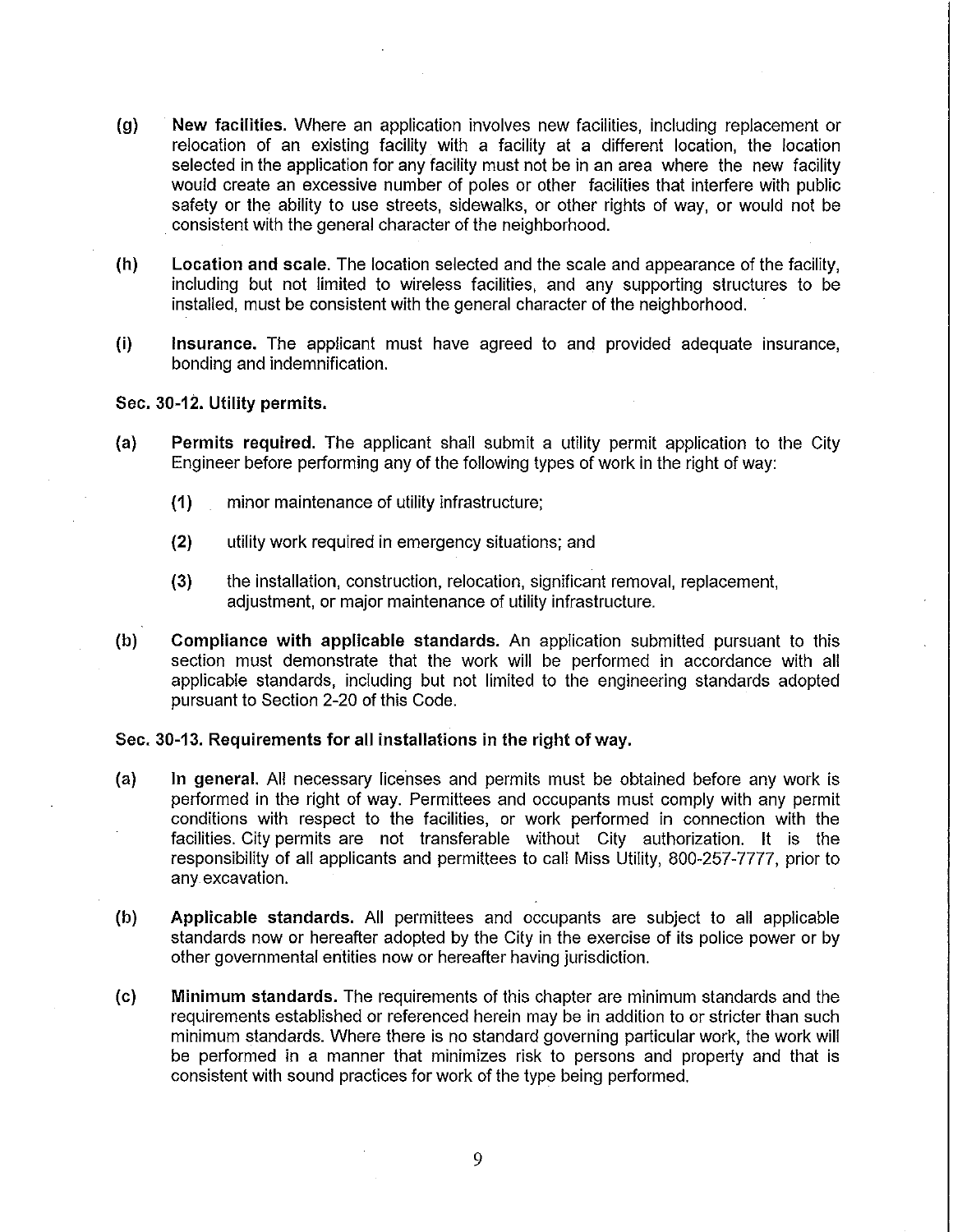(g) **New facilities.** Where an application involves new facilities, including replacement or relocation of an existing facility with a facility at a different location, the location selected in the application for any facility must not be in an area where the new facility would create an excessive number of poles or other facilities that interfere with public safety or the ability to use streets, sidewalks, or other rights of way, or would not be consistent with the general character of the neighborhood.

(h) **Location and scale.** The location selected and the scale and appearance of the facility, including but not limited to wireless facilities, and any supporting structures to be installed, must be consistent with the general character of the neighborhood.

(i) **Insurance.** The applicant must have agreed to and provided adequate insurance, bonding and indemnification.

**Sec. 30-12. Utility permits.**

(a) **Permits required.** The applicant shall submit a utility permit application to the City Engineer before performing any of the following types of work in the right of way:

(1) minor maintenance of utility infrastructure;

(2) utility work required in emergency situations; and

(3) the installation, construction, relocation, significant removal, replacement, adjustment, or major maintenance of utility infrastructure.

(b) **Compliance with applicable standards.** An application submitted pursuant to this section must demonstrate that the work will be performed in accordance with all applicable standards, including but not limited to the engineering standards adopted pursuant to Section 2-20 of this Code.

**Sec. 30-13. Requirements for all installations in the right of way.**

(a) **In general.** All necessary licenses and permits must be obtained before any work is performed in the right of way. Permittees and occupants must comply with any permit conditions with respect to the facilities, or work performed in connection with the facilities. City permits are not transferable without City authorization. It is the responsibility of all applicants and permittees to call Miss Utility, 800-257-7777, prior to any excavation.

(b) **Applicable standards.** All permittees and occupants are subject to all applicable standards now or hereafter adopted by the City in the exercise of its police power or by other governmental entities now or hereafter having jurisdiction.

(c) **Minimum standards.** The requirements of this chapter are minimum standards and the requirements established or referenced herein may be in addition to or stricter than such minimum standards. Where there is no standard governing particular work, the work will be performed in a manner that minimizes risk to persons and property and that is consistent with sound practices for work of the type being performed.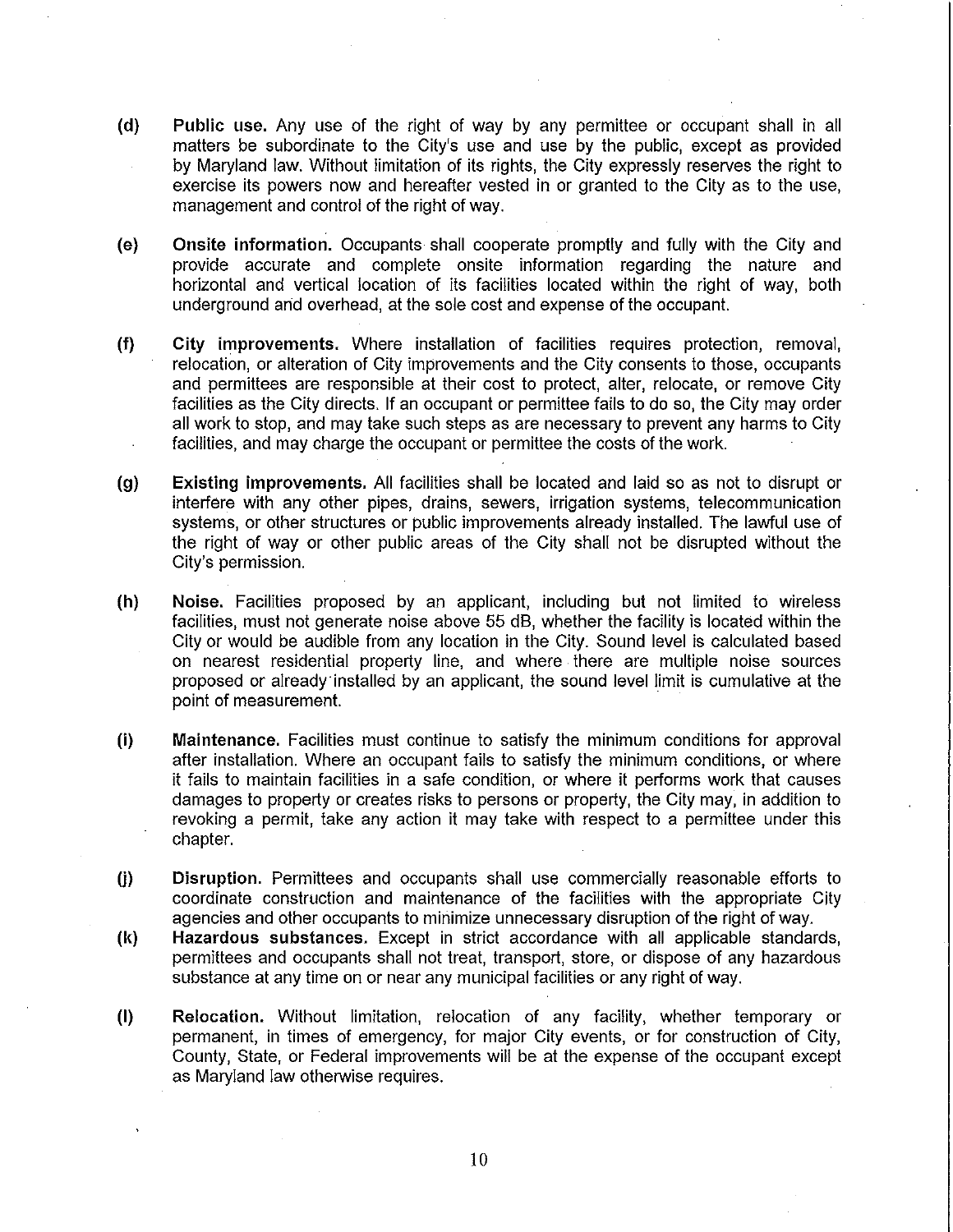(d) **Public use.** Any use of the right of way by any permittee or occupant shall in all matters be subordinate to the City's use and use by the public, except as provided by Maryland law. Without limitation of its rights, the City expressly reserves the right to exercise its powers now and hereafter vested in or granted to the City as to the use, management and control of the right of way.

(e) **Onsite information.** Occupants shall cooperate promptly and fully with the City and provide accurate and complete onsite information regarding the nature and horizontal and vertical location of its facilities located within the right of way, both underground and overhead, at the sole cost and expense of the occupant.

(f) **City improvements.** Where installation of facilities requires protection, removal, relocation, or alteration of City improvements and the City consents to those, occupants and permittees are responsible at their cost to protect, alter, relocate, or remove City facilities as the City directs. If an occupant or permittee fails to do so, the City may order all work to stop, and may take such steps as are necessary to prevent any harms to City facilities, and may charge the occupant or permittee the costs of the work.

(g) **Existing improvements.** All facilities shall be located and laid so as not to disrupt or interfere with any other pipes, drains, sewers, irrigation systems, telecommunication systems, or other structures or public improvements already installed. The lawful use of the right of way or other public areas of the City shall not be disrupted without the City's permission.

(h) **Noise.** Facilities proposed by an applicant, including but not limited to wireless facilities, must not generate noise above 55 dB, whether the facility is located within the City or would be audible from any location in the City. Sound level is calculated based on nearest residential property line, and where there are multiple noise sources proposed or already installed by an applicant, the sound level limit is cumulative at the point of measurement.

(i) **Maintenance.** Facilities must continue to satisfy the minimum conditions for approval after installation. Where an occupant fails to satisfy the minimum conditions, or where it fails to maintain facilities in a safe condition, or where it performs work that causes damages to property or creates risks to persons or property, the City may, in addition to revoking a permit, take any action it may take with respect to a permittee under this chapter.

(j) **Disruption.** Permittees and occupants shall use commercially reasonable efforts to coordinate construction and maintenance of the facilities with the appropriate City agencies and other occupants to minimize unnecessary disruption of the right of way.

(k) **Hazardous substances.** Except in strict accordance with all applicable standards, permittees and occupants shall not treat, transport, store, or dispose of any hazardous substance at any time on or near any municipal facilities or any right of way.

(l) **Relocation.** Without limitation, relocation of any facility, whether temporary or permanent, in times of emergency, for major City events, or for construction of City, County, State, or Federal improvements will be at the expense of the occupant except as Maryland law otherwise requires.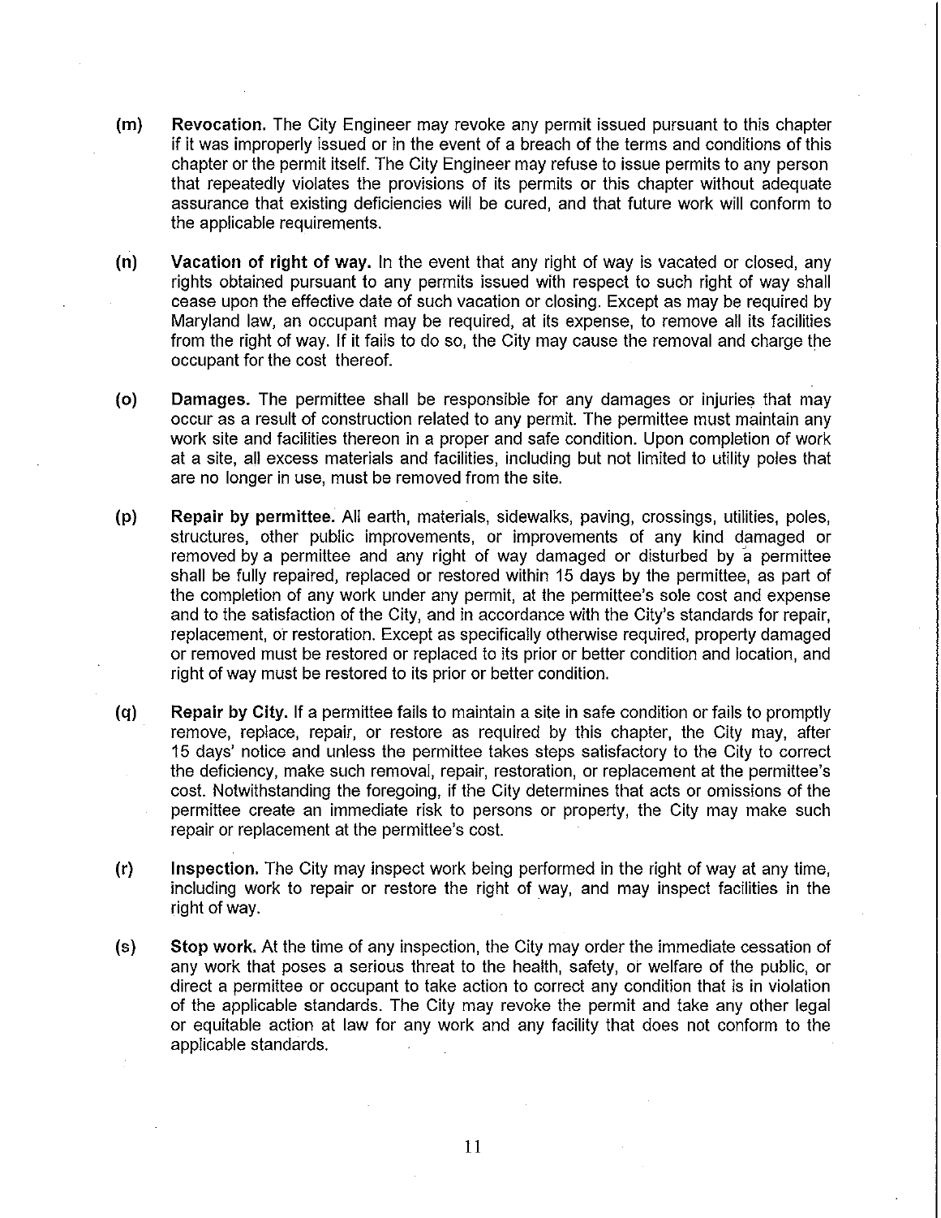(m) **Revocation.** The City Engineer may revoke any permit issued pursuant to this chapter if it was improperly issued or in the event of a breach of the terms and conditions of this chapter or the permit itself. The City Engineer may refuse to issue permits to any person that repeatedly violates the provisions of its permits or this chapter without adequate assurance that existing deficiencies will be cured, and that future work will conform to the applicable requirements.

(n) **Vacation of right of way.** In the event that any right of way is vacated or closed, any rights obtained pursuant to any permits issued with respect to such right of way shall cease upon the effective date of such vacation or closing. Except as may be required by Maryland law, an occupant may be required, at its expense, to remove all its facilities from the right of way. If it fails to do so, the City may cause the removal and charge the occupant for the cost thereof.

(o) **Damages.** The permittee shall be responsible for any damages or injuries that may occur as a result of construction related to any permit. The permittee must maintain any work site and facilities thereon in a proper and safe condition. Upon completion of work at a site, all excess materials and facilities, including but not limited to utility poles that are no longer in use, must be removed from the site.

(p) **Repair by permittee.** All earth, materials, sidewalks, paving, crossings, utilities, poles, structures, other public improvements, or improvements of any kind damaged or removed by a permittee and any right of way damaged or disturbed by a permittee shall be fully repaired, replaced or restored within 15 days by the permittee, as part of the completion of any work under any permit, at the permittee's sole cost and expense and to the satisfaction of the City, and in accordance with the City's standards for repair, replacement, or restoration. Except as specifically otherwise required, property damaged or removed must be restored or replaced to its prior or better condition and location, and right of way must be restored to its prior or better condition.

(q) **Repair by City.** If a permittee fails to maintain a site in safe condition or fails to promptly remove, replace, repair, or restore as required by this chapter, the City may, after 15 days' notice and unless the permittee takes steps satisfactory to the City to correct the deficiency, make such removal, repair, restoration, or replacement at the permittee's cost. Notwithstanding the foregoing, if the City determines that acts or omissions of the permittee create an immediate risk to persons or property, the City may make such repair or replacement at the permittee's cost.

(r) **Inspection.** The City may inspect work being performed in the right of way at any time, including work to repair or restore the right of way, and may inspect facilities in the right of way.

(s) **Stop work.** At the time of any inspection, the City may order the immediate cessation of any work that poses a serious threat to the health, safety, or welfare of the public, or direct a permittee or occupant to take action to correct any condition that is in violation of the applicable standards. The City may revoke the permit and take any other legal or equitable action at law for any work and any facility that does not conform to the applicable standards.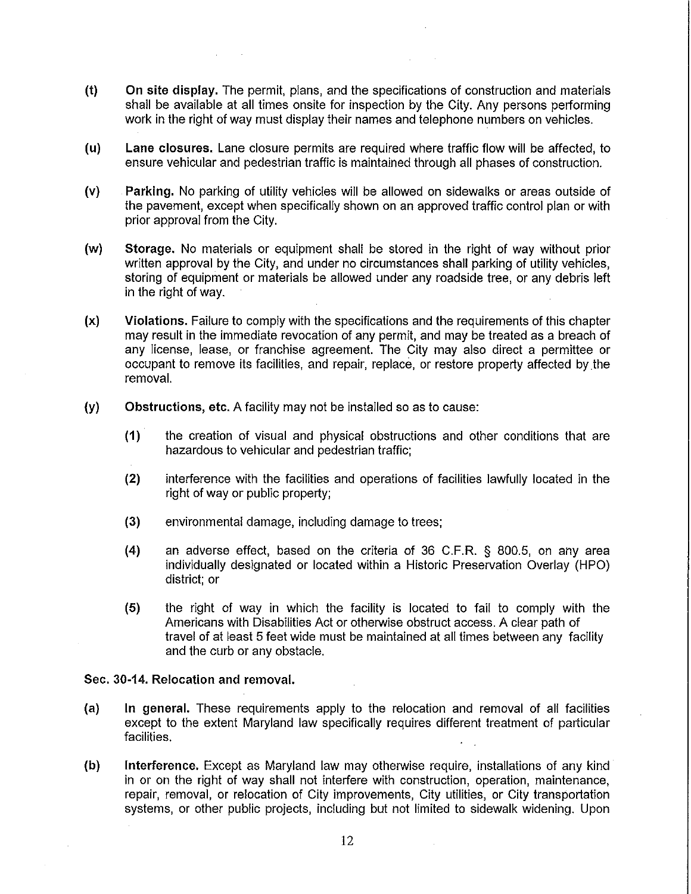**(t)** **On site display.** The permit, plans, and the specifications of construction and materials shall be available at all times onsite for inspection by the City. Any persons performing work in the right of way must display their names and telephone numbers on vehicles.

**(u)** **Lane closures.** Lane closure permits are required where traffic flow will be affected, to ensure vehicular and pedestrian traffic is maintained through all phases of construction.

**(v)** **Parking.** No parking of utility vehicles will be allowed on sidewalks or areas outside of the pavement, except when specifically shown on an approved traffic control plan or with prior approval from the City.

**(w)** **Storage.** No materials or equipment shall be stored in the right of way without prior written approval by the City, and under no circumstances shall parking of utility vehicles, storing of equipment or materials be allowed under any roadside tree, or any debris left in the right of way.

**(x)** **Violations.** Failure to comply with the specifications and the requirements of this chapter may result in the immediate revocation of any permit, and may be treated as a breach of any license, lease, or franchise agreement. The City may also direct a permittee or occupant to remove its facilities, and repair, replace, or restore property affected by the removal.

**(y)** **Obstructions, etc.** A facility may not be installed so as to cause:

> **(1)** the creation of visual and physical obstructions and other conditions that are hazardous to vehicular and pedestrian traffic;
>
> **(2)** interference with the facilities and operations of facilities lawfully located in the right of way or public property;
>
> **(3)** environmental damage, including damage to trees;
>
> **(4)** an adverse effect, based on the criteria of 36 C.F.R. § 800.5, on any area individually designated or located within a Historic Preservation Overlay (HPO) district; or
>
> **(5)** the right of way in which the facility is located to fail to comply with the Americans with Disabilities Act or otherwise obstruct access. A clear path of travel of at least 5 feet wide must be maintained at all times between any facility and the curb or any obstacle.

### Sec. 30-14. Relocation and removal.

**(a)** **In general.** These requirements apply to the relocation and removal of all facilities except to the extent Maryland law specifically requires different treatment of particular facilities.

**(b)** **Interference.** Except as Maryland law may otherwise require, installations of any kind in or on the right of way shall not interfere with construction, operation, maintenance, repair, removal, or relocation of City improvements, City utilities, or City transportation systems, or other public projects, including but not limited to sidewalk widening. Upon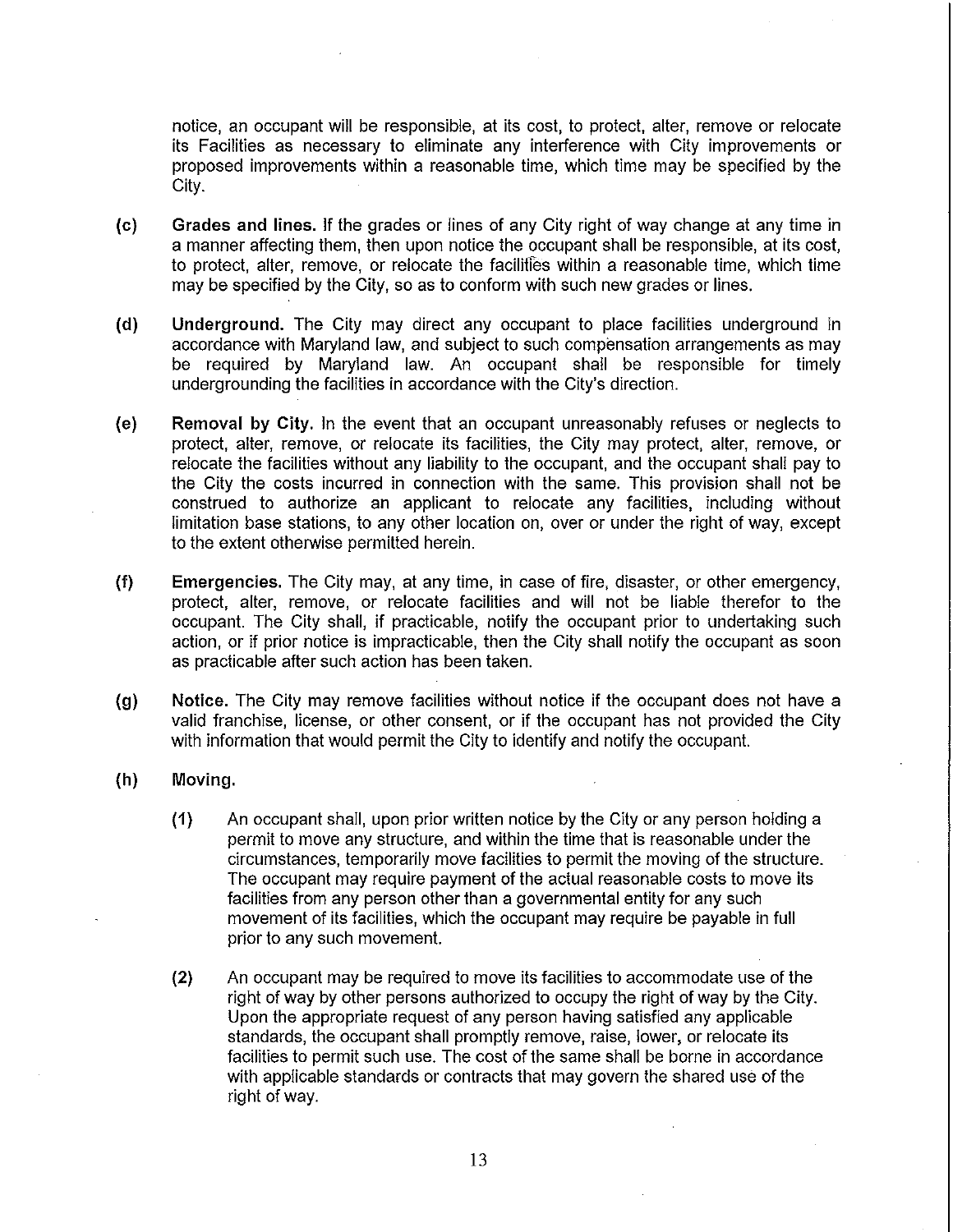notice, an occupant will be responsible, at its cost, to protect, alter, remove or relocate its Facilities as necessary to eliminate any interference with City improvements or proposed improvements within a reasonable time, which time may be specified by the City.

(c) **Grades and lines.** If the grades or lines of any City right of way change at any time in a manner affecting them, then upon notice the occupant shall be responsible, at its cost, to protect, alter, remove, or relocate the facilities within a reasonable time, which time may be specified by the City, so as to conform with such new grades or lines.

(d) **Underground.** The City may direct any occupant to place facilities underground in accordance with Maryland law, and subject to such compensation arrangements as may be required by Maryland law. An occupant shall be responsible for timely undergrounding the facilities in accordance with the City's direction.

(e) **Removal by City.** In the event that an occupant unreasonably refuses or neglects to protect, alter, remove, or relocate its facilities, the City may protect, alter, remove, or relocate the facilities without any liability to the occupant, and the occupant shall pay to the City the costs incurred in connection with the same. This provision shall not be construed to authorize an applicant to relocate any facilities, including without limitation base stations, to any other location on, over or under the right of way, except to the extent otherwise permitted herein.

(f) **Emergencies.** The City may, at any time, in case of fire, disaster, or other emergency, protect, alter, remove, or relocate facilities and will not be liable therefor to the occupant. The City shall, if practicable, notify the occupant prior to undertaking such action, or if prior notice is impracticable, then the City shall notify the occupant as soon as practicable after such action has been taken.

(g) **Notice.** The City may remove facilities without notice if the occupant does not have a valid franchise, license, or other consent, or if the occupant has not provided the City with information that would permit the City to identify and notify the occupant.

(h) **Moving.**

(1) An occupant shall, upon prior written notice by the City or any person holding a permit to move any structure, and within the time that is reasonable under the circumstances, temporarily move facilities to permit the moving of the structure. The occupant may require payment of the actual reasonable costs to move its facilities from any person other than a governmental entity for any such movement of its facilities, which the occupant may require be payable in full prior to any such movement.

(2) An occupant may be required to move its facilities to accommodate use of the right of way by other persons authorized to occupy the right of way by the City. Upon the appropriate request of any person having satisfied any applicable standards, the occupant shall promptly remove, raise, lower, or relocate its facilities to permit such use. The cost of the same shall be borne in accordance with applicable standards or contracts that may govern the shared use of the right of way.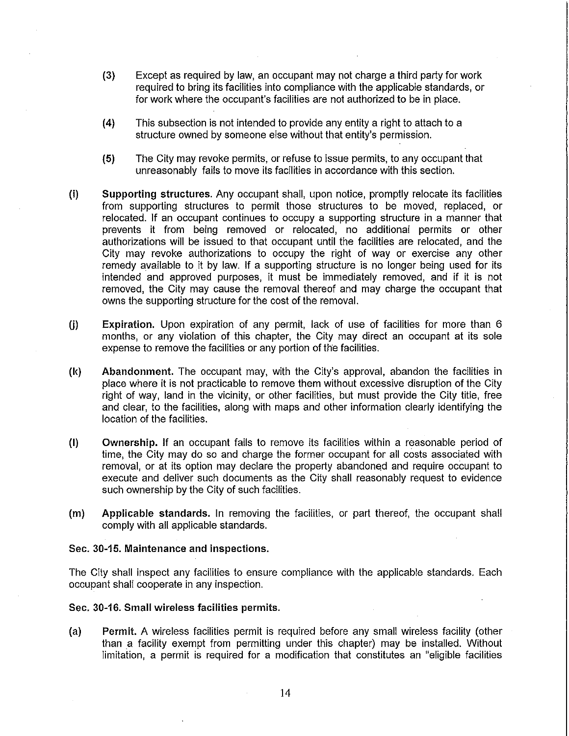(3) Except as required by law, an occupant may not charge a third party for work required to bring its facilities into compliance with the applicable standards, or for work where the occupant's facilities are not authorized to be in place.

(4) This subsection is not intended to provide any entity a right to attach to a structure owned by someone else without that entity's permission.

(5) The City may revoke permits, or refuse to issue permits, to any occupant that unreasonably fails to move its facilities in accordance with this section.

(i) **Supporting structures.** Any occupant shall, upon notice, promptly relocate its facilities from supporting structures to permit those structures to be moved, replaced, or relocated. If an occupant continues to occupy a supporting structure in a manner that prevents it from being removed or relocated, no additional permits or other authorizations will be issued to that occupant until the facilities are relocated, and the City may revoke authorizations to occupy the right of way or exercise any other remedy available to it by law. If a supporting structure is no longer being used for its intended and approved purposes, it must be immediately removed, and if it is not removed, the City may cause the removal thereof and may charge the occupant that owns the supporting structure for the cost of the removal.

(j) **Expiration.** Upon expiration of any permit, lack of use of facilities for more than 6 months, or any violation of this chapter, the City may direct an occupant at its sole expense to remove the facilities or any portion of the facilities.

(k) **Abandonment.** The occupant may, with the City's approval, abandon the facilities in place where it is not practicable to remove them without excessive disruption of the City right of way, land in the vicinity, or other facilities, but must provide the City title, free and clear, to the facilities, along with maps and other information clearly identifying the location of the facilities.

(l) **Ownership.** If an occupant fails to remove its facilities within a reasonable period of time, the City may do so and charge the former occupant for all costs associated with removal, or at its option may declare the property abandoned and require occupant to execute and deliver such documents as the City shall reasonably request to evidence such ownership by the City of such facilities.

(m) **Applicable standards.** In removing the facilities, or part thereof, the occupant shall comply with all applicable standards.

### Sec. 30-15. Maintenance and inspections.

The City shall inspect any facilities to ensure compliance with the applicable standards. Each occupant shall cooperate in any inspection.

### Sec. 30-16. Small wireless facilities permits.

(a) **Permit.** A wireless facilities permit is required before any small wireless facility (other than a facility exempt from permitting under this chapter) may be installed. Without limitation, a permit is required for a modification that constitutes an "eligible facilities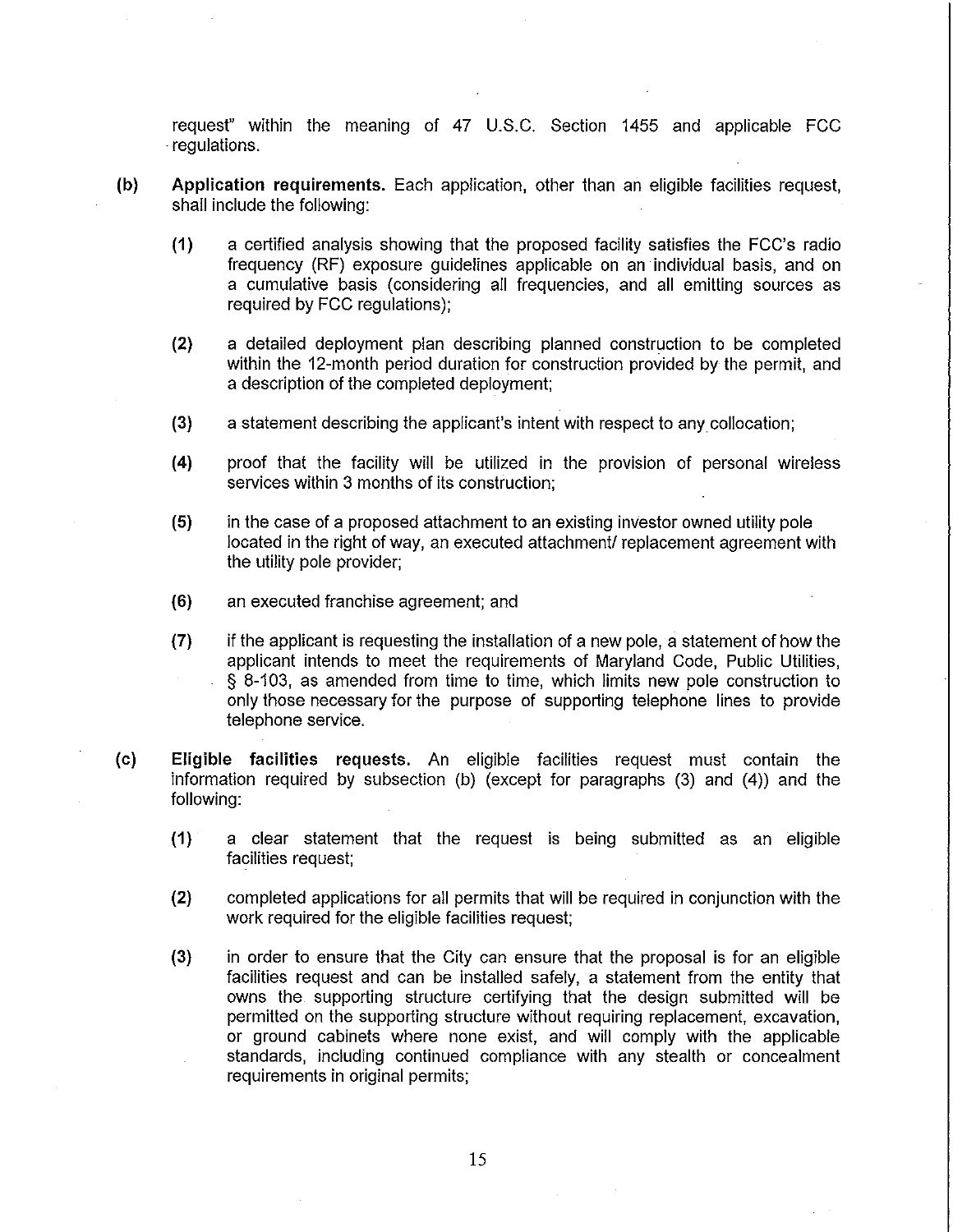request" within the meaning of 47 U.S.C. Section 1455 and applicable FCC regulations.

**(b)** **Application requirements.** Each application, other than an eligible facilities request, shall include the following:

**(1)** a certified analysis showing that the proposed facility satisfies the FCC's radio frequency (RF) exposure guidelines applicable on an individual basis, and on a cumulative basis (considering all frequencies, and all emitting sources as required by FCC regulations);

**(2)** a detailed deployment plan describing planned construction to be completed within the 12-month period duration for construction provided by the permit, and a description of the completed deployment;

**(3)** a statement describing the applicant's intent with respect to any collocation;

**(4)** proof that the facility will be utilized in the provision of personal wireless services within 3 months of its construction;

**(5)** in the case of a proposed attachment to an existing investor owned utility pole located in the right of way, an executed attachment/ replacement agreement with the utility pole provider;

**(6)** an executed franchise agreement; and

**(7)** if the applicant is requesting the installation of a new pole, a statement of how the applicant intends to meet the requirements of Maryland Code, Public Utilities, § 8-103, as amended from time to time, which limits new pole construction to only those necessary for the purpose of supporting telephone lines to provide telephone service.

**(c)** **Eligible facilities requests.** An eligible facilities request must contain the information required by subsection (b) (except for paragraphs (3) and (4)) and the following:

**(1)** a clear statement that the request is being submitted as an eligible facilities request;

**(2)** completed applications for all permits that will be required in conjunction with the work required for the eligible facilities request;

**(3)** in order to ensure that the City can ensure that the proposal is for an eligible facilities request and can be installed safely, a statement from the entity that owns the supporting structure certifying that the design submitted will be permitted on the supporting structure without requiring replacement, excavation, or ground cabinets where none exist, and will comply with the applicable standards, including continued compliance with any stealth or concealment requirements in original permits;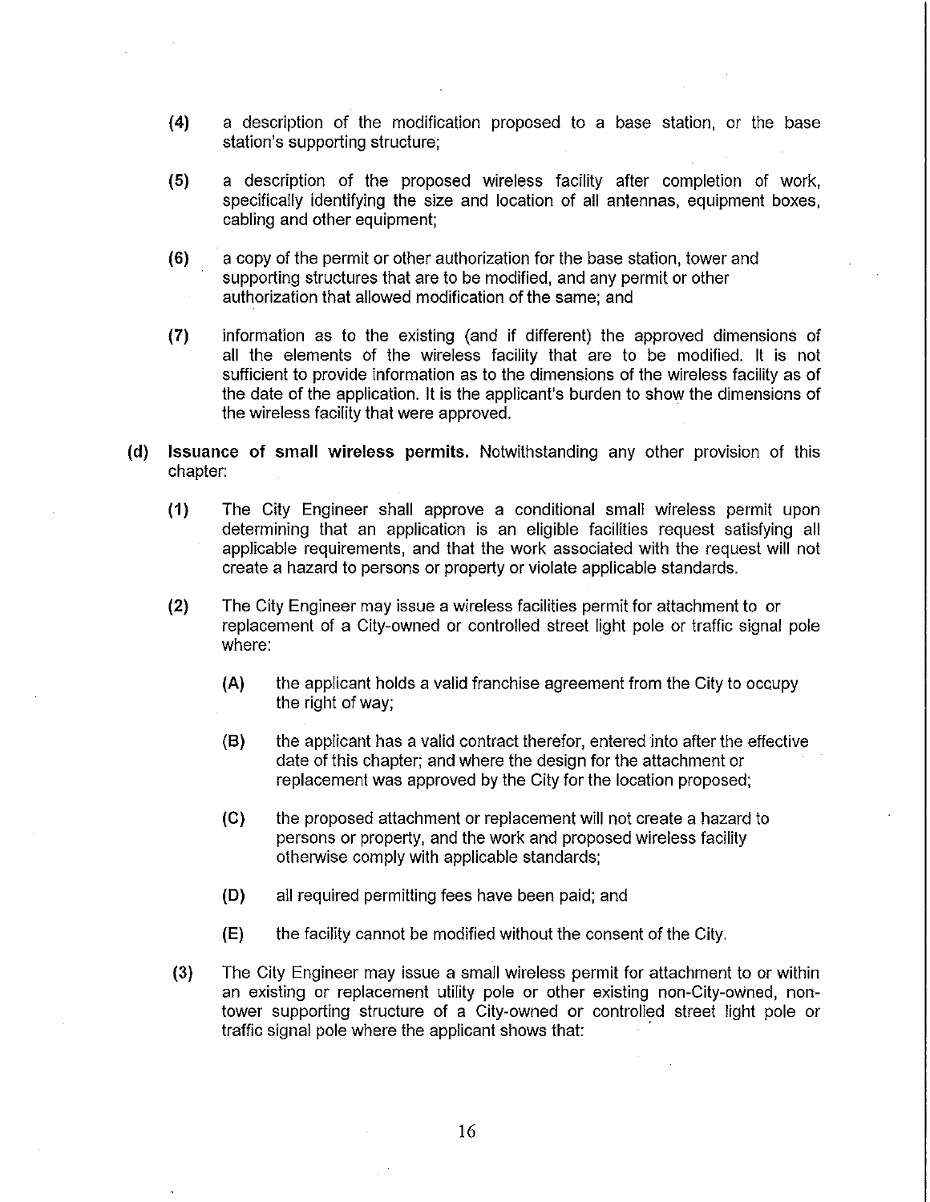(4) a description of the modification proposed to a base station, or the base station's supporting structure;

(5) a description of the proposed wireless facility after completion of work, specifically identifying the size and location of all antennas, equipment boxes, cabling and other equipment;

(6) a copy of the permit or other authorization for the base station, tower and supporting structures that are to be modified, and any permit or other authorization that allowed modification of the same; and

(7) information as to the existing (and if different) the approved dimensions of all the elements of the wireless facility that are to be modified. It is not sufficient to provide information as to the dimensions of the wireless facility as of the date of the application. It is the applicant's burden to show the dimensions of the wireless facility that were approved.

(d) **Issuance of small wireless permits.** Notwithstanding any other provision of this chapter:

(1) The City Engineer shall approve a conditional small wireless permit upon determining that an application is an eligible facilities request satisfying all applicable requirements, and that the work associated with the request will not create a hazard to persons or property or violate applicable standards.

(2) The City Engineer may issue a wireless facilities permit for attachment to or replacement of a City-owned or controlled street light pole or traffic signal pole where:

(A) the applicant holds a valid franchise agreement from the City to occupy the right of way;

(B) the applicant has a valid contract therefor, entered into after the effective date of this chapter; and where the design for the attachment or replacement was approved by the City for the location proposed;

(C) the proposed attachment or replacement will not create a hazard to persons or property, and the work and proposed wireless facility otherwise comply with applicable standards;

(D) all required permitting fees have been paid; and

(E) the facility cannot be modified without the consent of the City.

(3) The City Engineer may issue a small wireless permit for attachment to or within an existing or replacement utility pole or other existing non-City-owned, non-tower supporting structure of a City-owned or controlled street light pole or traffic signal pole where the applicant shows that: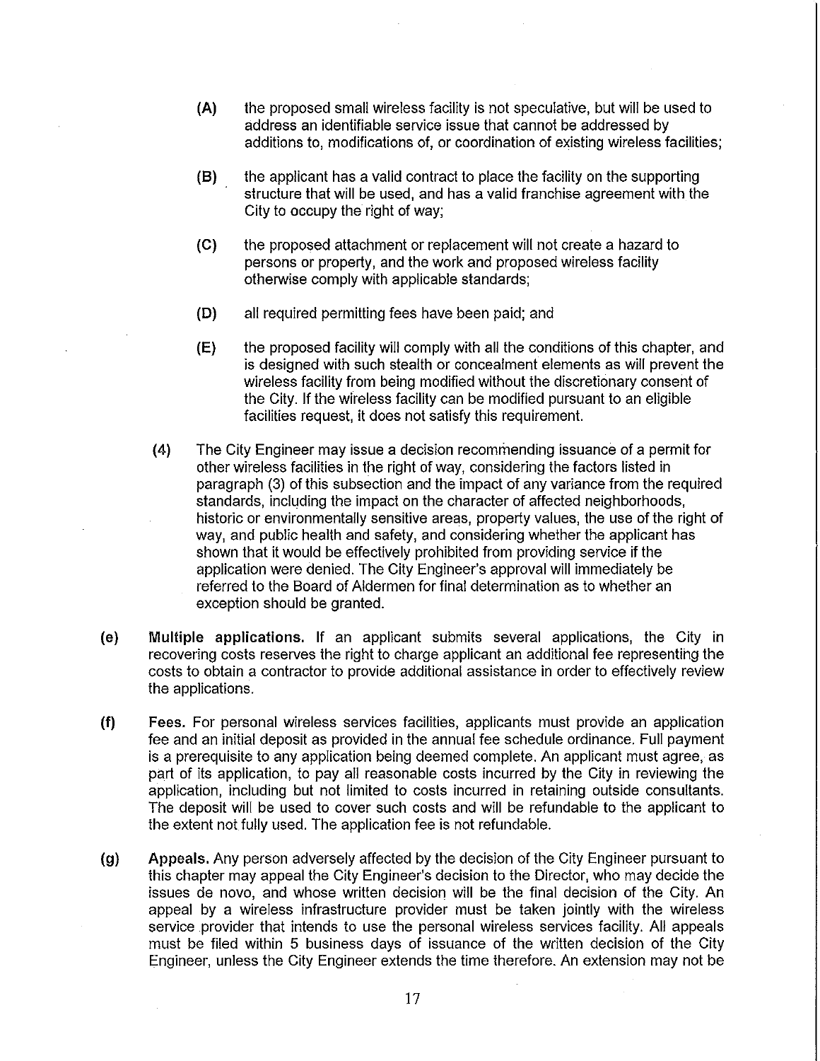(A) the proposed small wireless facility is not speculative, but will be used to address an identifiable service issue that cannot be addressed by additions to, modifications of, or coordination of existing wireless facilities;

(B) the applicant has a valid contract to place the facility on the supporting structure that will be used, and has a valid franchise agreement with the City to occupy the right of way;

(C) the proposed attachment or replacement will not create a hazard to persons or property, and the work and proposed wireless facility otherwise comply with applicable standards;

(D) all required permitting fees have been paid; and

(E) the proposed facility will comply with all the conditions of this chapter, and is designed with such stealth or concealment elements as will prevent the wireless facility from being modified without the discretionary consent of the City. If the wireless facility can be modified pursuant to an eligible facilities request, it does not satisfy this requirement.

(4) The City Engineer may issue a decision recommending issuance of a permit for other wireless facilities in the right of way, considering the factors listed in paragraph (3) of this subsection and the impact of any variance from the required standards, including the impact on the character of affected neighborhoods, historic or environmentally sensitive areas, property values, the use of the right of way, and public health and safety, and considering whether the applicant has shown that it would be effectively prohibited from providing service if the application were denied. The City Engineer's approval will immediately be referred to the Board of Aldermen for final determination as to whether an exception should be granted.

(e) **Multiple applications.** If an applicant submits several applications, the City in recovering costs reserves the right to charge applicant an additional fee representing the costs to obtain a contractor to provide additional assistance in order to effectively review the applications.

(f) **Fees.** For personal wireless services facilities, applicants must provide an application fee and an initial deposit as provided in the annual fee schedule ordinance. Full payment is a prerequisite to any application being deemed complete. An applicant must agree, as part of its application, to pay all reasonable costs incurred by the City in reviewing the application, including but not limited to costs incurred in retaining outside consultants. The deposit will be used to cover such costs and will be refundable to the applicant to the extent not fully used. The application fee is not refundable.

(g) **Appeals.** Any person adversely affected by the decision of the City Engineer pursuant to this chapter may appeal the City Engineer's decision to the Director, who may decide the issues de novo, and whose written decision will be the final decision of the City. An appeal by a wireless infrastructure provider must be taken jointly with the wireless service provider that intends to use the personal wireless services facility. All appeals must be filed within 5 business days of issuance of the written decision of the City Engineer, unless the City Engineer extends the time therefore. An extension may not be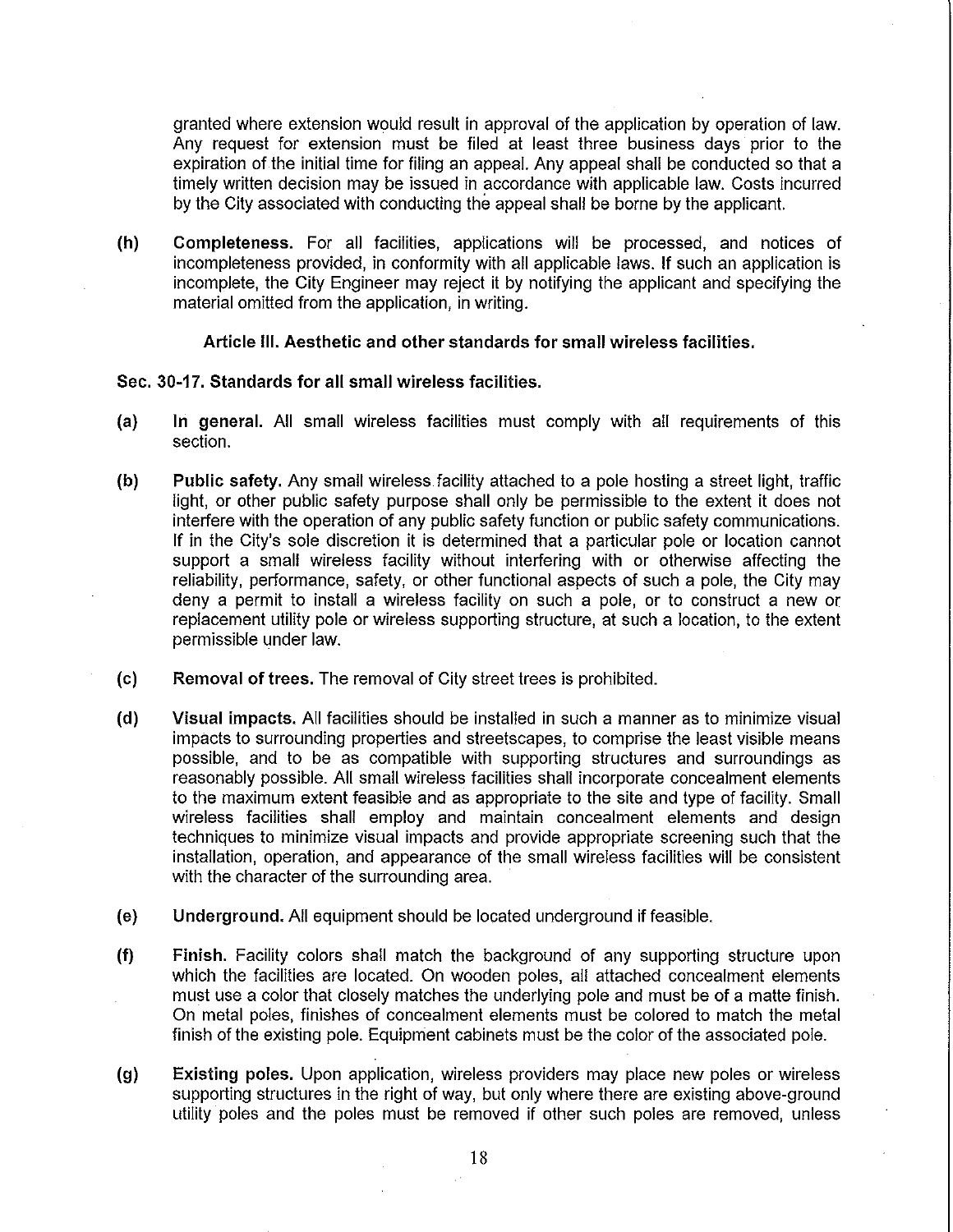granted where extension would result in approval of the application by operation of law. Any request for extension must be filed at least three business days prior to the expiration of the initial time for filing an appeal. Any appeal shall be conducted so that a timely written decision may be issued in accordance with applicable law. Costs incurred by the City associated with conducting the appeal shall be borne by the applicant.

**(h) Completeness.** For all facilities, applications will be processed, and notices of incompleteness provided, in conformity with all applicable laws. If such an application is incomplete, the City Engineer may reject it by notifying the applicant and specifying the material omitted from the application, in writing.

### Article III. Aesthetic and other standards for small wireless facilities.

#### Sec. 30-17. Standards for all small wireless facilities.

**(a) In general.** All small wireless facilities must comply with all requirements of this section.

**(b) Public safety.** Any small wireless facility attached to a pole hosting a street light, traffic light, or other public safety purpose shall only be permissible to the extent it does not interfere with the operation of any public safety function or public safety communications. If in the City's sole discretion it is determined that a particular pole or location cannot support a small wireless facility without interfering with or otherwise affecting the reliability, performance, safety, or other functional aspects of such a pole, the City may deny a permit to install a wireless facility on such a pole, or to construct a new or replacement utility pole or wireless supporting structure, at such a location, to the extent permissible under law.

**(c) Removal of trees.** The removal of City street trees is prohibited.

**(d) Visual impacts.** All facilities should be installed in such a manner as to minimize visual impacts to surrounding properties and streetscapes, to comprise the least visible means possible, and to be as compatible with supporting structures and surroundings as reasonably possible. All small wireless facilities shall incorporate concealment elements to the maximum extent feasible and as appropriate to the site and type of facility. Small wireless facilities shall employ and maintain concealment elements and design techniques to minimize visual impacts and provide appropriate screening such that the installation, operation, and appearance of the small wireless facilities will be consistent with the character of the surrounding area.

**(e) Underground.** All equipment should be located underground if feasible.

**(f) Finish.** Facility colors shall match the background of any supporting structure upon which the facilities are located. On wooden poles, all attached concealment elements must use a color that closely matches the underlying pole and must be of a matte finish. On metal poles, finishes of concealment elements must be colored to match the metal finish of the existing pole. Equipment cabinets must be the color of the associated pole.

**(g) Existing poles.** Upon application, wireless providers may place new poles or wireless supporting structures in the right of way, but only where there are existing above-ground utility poles and the poles must be removed if other such poles are removed, unless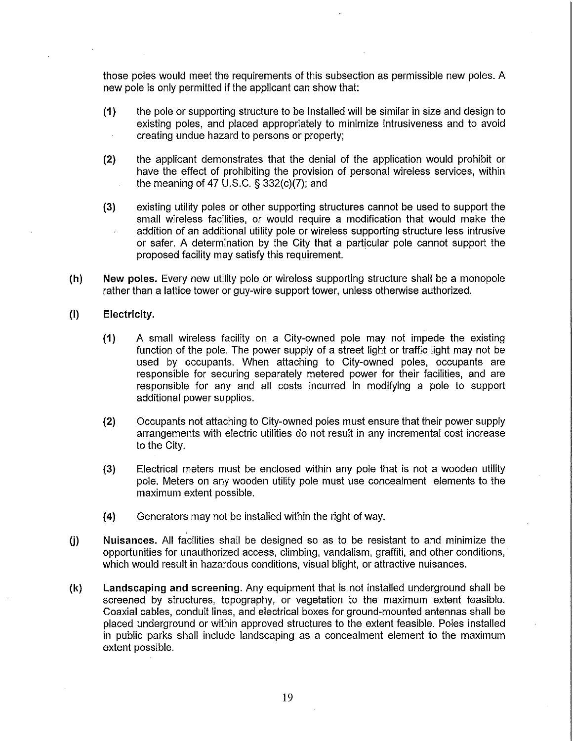those poles would meet the requirements of this subsection as permissible new poles. A new pole is only permitted if the applicant can show that:

**(1)** the pole or supporting structure to be installed will be similar in size and design to existing poles, and placed appropriately to minimize intrusiveness and to avoid creating undue hazard to persons or property;

**(2)** the applicant demonstrates that the denial of the application would prohibit or have the effect of prohibiting the provision of personal wireless services, within the meaning of 47 U.S.C. § 332(c)(7); and

**(3)** existing utility poles or other supporting structures cannot be used to support the small wireless facilities, or would require a modification that would make the addition of an additional utility pole or wireless supporting structure less intrusive or safer. A determination by the City that a particular pole cannot support the proposed facility may satisfy this requirement.

**(h)** **New poles.** Every new utility pole or wireless supporting structure shall be a monopole rather than a lattice tower or guy-wire support tower, unless otherwise authorized.

**(i)** **Electricity.**

**(1)** A small wireless facility on a City-owned pole may not impede the existing function of the pole. The power supply of a street light or traffic light may not be used by occupants. When attaching to City-owned poles, occupants are responsible for securing separately metered power for their facilities, and are responsible for any and all costs incurred in modifying a pole to support additional power supplies.

**(2)** Occupants not attaching to City-owned poles must ensure that their power supply arrangements with electric utilities do not result in any incremental cost increase to the City.

**(3)** Electrical meters must be enclosed within any pole that is not a wooden utility pole. Meters on any wooden utility pole must use concealment elements to the maximum extent possible.

**(4)** Generators may not be installed within the right of way.

**(j)** **Nuisances.** All facilities shall be designed so as to be resistant to and minimize the opportunities for unauthorized access, climbing, vandalism, graffiti, and other conditions, which would result in hazardous conditions, visual blight, or attractive nuisances.

**(k)** **Landscaping and screening.** Any equipment that is not installed underground shall be screened by structures, topography, or vegetation to the maximum extent feasible. Coaxial cables, conduit lines, and electrical boxes for ground-mounted antennas shall be placed underground or within approved structures to the extent feasible. Poles installed in public parks shall include landscaping as a concealment element to the maximum extent possible.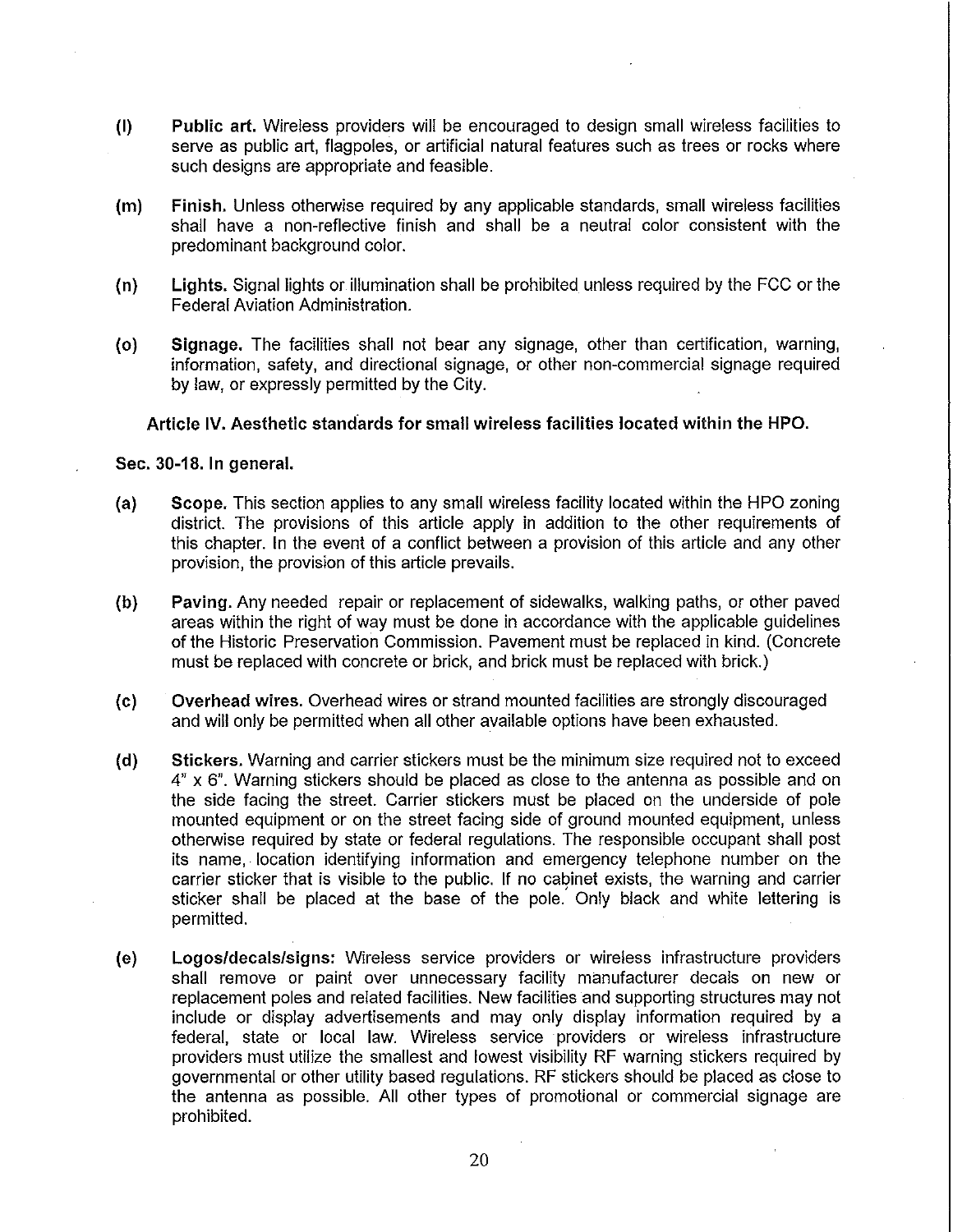(l) **Public art.** Wireless providers will be encouraged to design small wireless facilities to serve as public art, flagpoles, or artificial natural features such as trees or rocks where such designs are appropriate and feasible.

(m) **Finish.** Unless otherwise required by any applicable standards, small wireless facilities shall have a non-reflective finish and shall be a neutral color consistent with the predominant background color.

(n) **Lights.** Signal lights or illumination shall be prohibited unless required by the FCC or the Federal Aviation Administration.

(o) **Signage.** The facilities shall not bear any signage, other than certification, warning, information, safety, and directional signage, or other non-commercial signage required by law, or expressly permitted by the City.

## Article IV. Aesthetic standards for small wireless facilities located within the HPO.

### Sec. 30-18. In general.

(a) **Scope.** This section applies to any small wireless facility located within the HPO zoning district. The provisions of this article apply in addition to the other requirements of this chapter. In the event of a conflict between a provision of this article and any other provision, the provision of this article prevails.

(b) **Paving.** Any needed repair or replacement of sidewalks, walking paths, or other paved areas within the right of way must be done in accordance with the applicable guidelines of the Historic Preservation Commission. Pavement must be replaced in kind. (Concrete must be replaced with concrete or brick, and brick must be replaced with brick.)

(c) **Overhead wires.** Overhead wires or strand mounted facilities are strongly discouraged and will only be permitted when all other available options have been exhausted.

(d) **Stickers.** Warning and carrier stickers must be the minimum size required not to exceed 4" x 6". Warning stickers should be placed as close to the antenna as possible and on the side facing the street. Carrier stickers must be placed on the underside of pole mounted equipment or on the street facing side of ground mounted equipment, unless otherwise required by state or federal regulations. The responsible occupant shall post its name, location identifying information and emergency telephone number on the carrier sticker that is visible to the public. If no cabinet exists, the warning and carrier sticker shall be placed at the base of the pole. Only black and white lettering is permitted.

(e) **Logos/decals/signs:** Wireless service providers or wireless infrastructure providers shall remove or paint over unnecessary facility manufacturer decals on new or replacement poles and related facilities. New facilities and supporting structures may not include or display advertisements and may only display information required by a federal, state or local law. Wireless service providers or wireless infrastructure providers must utilize the smallest and lowest visibility RF warning stickers required by governmental or other utility based regulations. RF stickers should be placed as close to the antenna as possible. All other types of promotional or commercial signage are prohibited.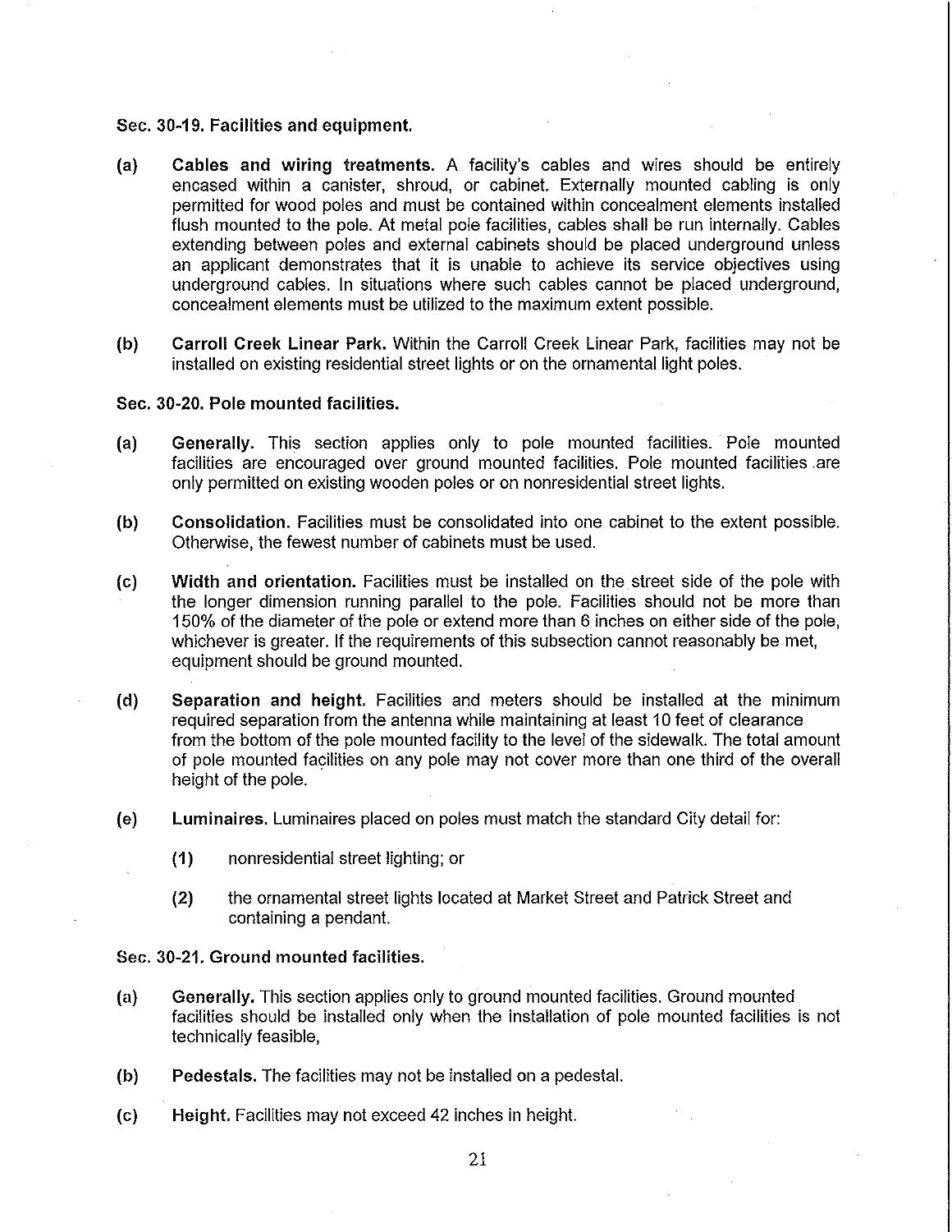### Sec. 30-19. Facilities and equipment.

**(a) Cables and wiring treatments.** A facility's cables and wires should be entirely encased within a canister, shroud, or cabinet. Externally mounted cabling is only permitted for wood poles and must be contained within concealment elements installed flush mounted to the pole. At metal pole facilities, cables shall be run internally. Cables extending between poles and external cabinets should be placed underground unless an applicant demonstrates that it is unable to achieve its service objectives using underground cables. In situations where such cables cannot be placed underground, concealment elements must be utilized to the maximum extent possible.

**(b) Carroll Creek Linear Park.** Within the Carroll Creek Linear Park, facilities may not be installed on existing residential street lights or on the ornamental light poles.

### Sec. 30-20. Pole mounted facilities.

**(a) Generally.** This section applies only to pole mounted facilities. Pole mounted facilities are encouraged over ground mounted facilities. Pole mounted facilities are only permitted on existing wooden poles or on nonresidential street lights.

**(b) Consolidation.** Facilities must be consolidated into one cabinet to the extent possible. Otherwise, the fewest number of cabinets must be used.

**(c) Width and orientation.** Facilities must be installed on the street side of the pole with the longer dimension running parallel to the pole. Facilities should not be more than 150% of the diameter of the pole or extend more than 6 inches on either side of the pole, whichever is greater. If the requirements of this subsection cannot reasonably be met, equipment should be ground mounted.

**(d) Separation and height.** Facilities and meters should be installed at the minimum required separation from the antenna while maintaining at least 10 feet of clearance from the bottom of the pole mounted facility to the level of the sidewalk. The total amount of pole mounted facilities on any pole may not cover more than one third of the overall height of the pole.

**(e) Luminaires.** Luminaires placed on poles must match the standard City detail for:

**(1)** nonresidential street lighting; or

**(2)** the ornamental street lights located at Market Street and Patrick Street and containing a pendant.

### Sec. 30-21. Ground mounted facilities.

**(a) Generally.** This section applies only to ground mounted facilities. Ground mounted facilities should be installed only when the installation of pole mounted facilities is not technically feasible,

**(b) Pedestals.** The facilities may not be installed on a pedestal.

**(c) Height.** Facilities may not exceed 42 inches in height.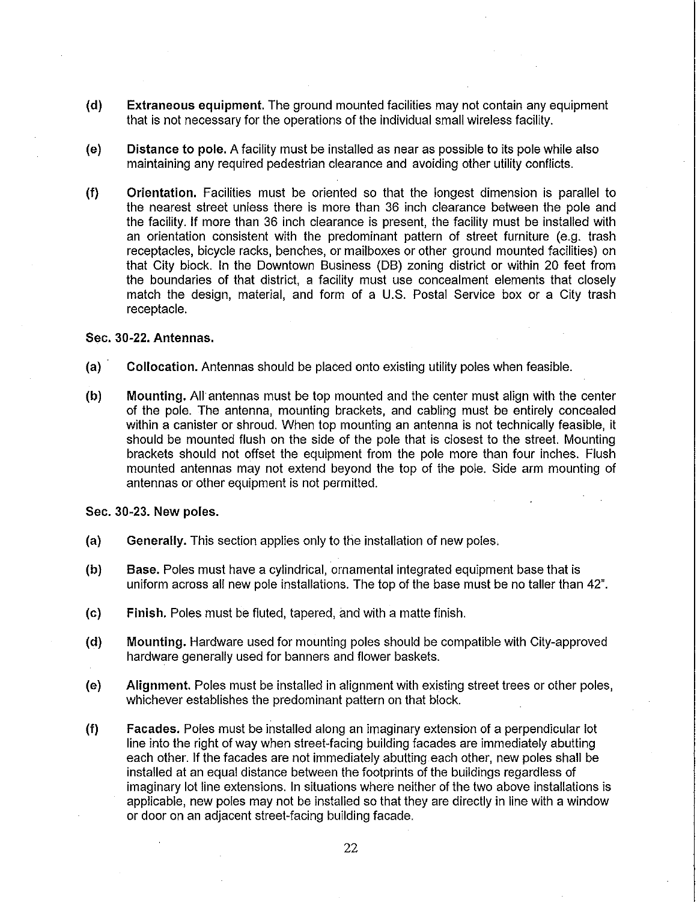**(d) Extraneous equipment.** The ground mounted facilities may not contain any equipment that is not necessary for the operations of the individual small wireless facility.

**(e) Distance to pole.** A facility must be installed as near as possible to its pole while also maintaining any required pedestrian clearance and avoiding other utility conflicts.

**(f) Orientation.** Facilities must be oriented so that the longest dimension is parallel to the nearest street unless there is more than 36 inch clearance between the pole and the facility. If more than 36 inch clearance is present, the facility must be installed with an orientation consistent with the predominant pattern of street furniture (e.g. trash receptacles, bicycle racks, benches, or mailboxes or other ground mounted facilities) on that City block. In the Downtown Business (DB) zoning district or within 20 feet from the boundaries of that district, a facility must use concealment elements that closely match the design, material, and form of a U.S. Postal Service box or a City trash receptacle.

**Sec. 30-22. Antennas.**

**(a) Collocation.** Antennas should be placed onto existing utility poles when feasible.

**(b) Mounting.** All antennas must be top mounted and the center must align with the center of the pole. The antenna, mounting brackets, and cabling must be entirely concealed within a canister or shroud. When top mounting an antenna is not technically feasible, it should be mounted flush on the side of the pole that is closest to the street. Mounting brackets should not offset the equipment from the pole more than four inches. Flush mounted antennas may not extend beyond the top of the pole. Side arm mounting of antennas or other equipment is not permitted.

**Sec. 30-23. New poles.**

**(a) Generally.** This section applies only to the installation of new poles.

**(b) Base.** Poles must have a cylindrical, ornamental integrated equipment base that is uniform across all new pole installations. The top of the base must be no taller than 42".

**(c) Finish.** Poles must be fluted, tapered, and with a matte finish.

**(d) Mounting.** Hardware used for mounting poles should be compatible with City-approved hardware generally used for banners and flower baskets.

**(e) Alignment.** Poles must be installed in alignment with existing street trees or other poles, whichever establishes the predominant pattern on that block.

**(f) Facades.** Poles must be installed along an imaginary extension of a perpendicular lot line into the right of way when street-facing building facades are immediately abutting each other. If the facades are not immediately abutting each other, new poles shall be installed at an equal distance between the footprints of the buildings regardless of imaginary lot line extensions. In situations where neither of the two above installations is applicable, new poles may not be installed so that they are directly in line with a window or door on an adjacent street-facing building facade.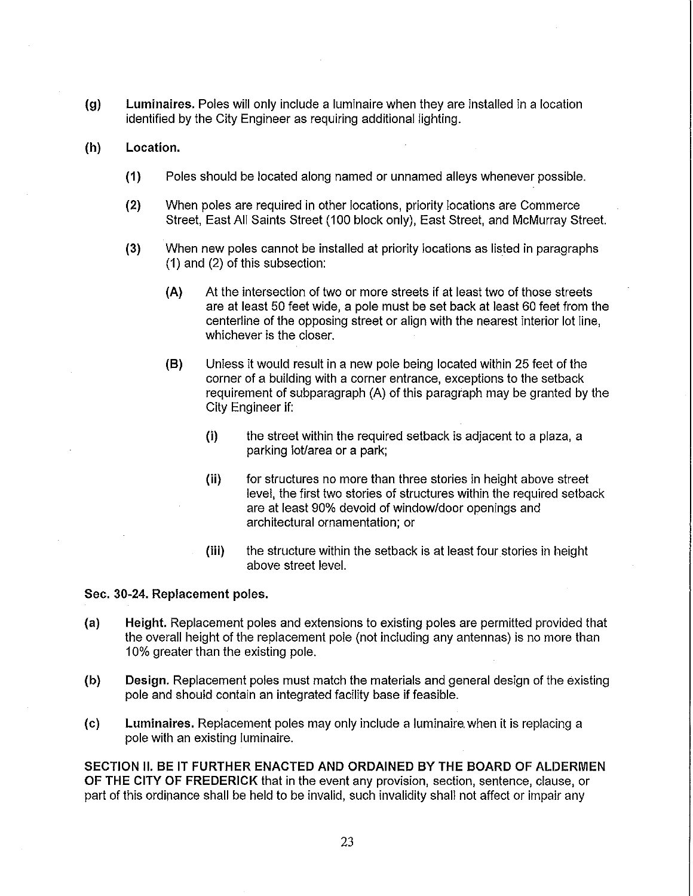**(g)** **Luminaires.** Poles will only include a luminaire when they are installed in a location identified by the City Engineer as requiring additional lighting.

**(h)** **Location.**

**(1)** Poles should be located along named or unnamed alleys whenever possible.

**(2)** When poles are required in other locations, priority locations are Commerce Street, East All Saints Street (100 block only), East Street, and McMurray Street.

**(3)** When new poles cannot be installed at priority locations as listed in paragraphs (1) and (2) of this subsection:

**(A)** At the intersection of two or more streets if at least two of those streets are at least 50 feet wide, a pole must be set back at least 60 feet from the centerline of the opposing street or align with the nearest interior lot line, whichever is the closer.

**(B)** Unless it would result in a new pole being located within 25 feet of the corner of a building with a corner entrance, exceptions to the setback requirement of subparagraph (A) of this paragraph may be granted by the City Engineer if:

**(i)** the street within the required setback is adjacent to a plaza, a parking lot/area or a park;

**(ii)** for structures no more than three stories in height above street level, the first two stories of structures within the required setback are at least 90% devoid of window/door openings and architectural ornamentation; or

**(iii)** the structure within the setback is at least four stories in height above street level.

**Sec. 30-24. Replacement poles.**

**(a)** **Height.** Replacement poles and extensions to existing poles are permitted provided that the overall height of the replacement pole (not including any antennas) is no more than 10% greater than the existing pole.

**(b)** **Design.** Replacement poles must match the materials and general design of the existing pole and should contain an integrated facility base if feasible.

**(c)** **Luminaires.** Replacement poles may only include a luminaire when it is replacing a pole with an existing luminaire.

**SECTION II. BE IT FURTHER ENACTED AND ORDAINED BY THE BOARD OF ALDERMEN OF THE CITY OF FREDERICK** that in the event any provision, section, sentence, clause, or part of this ordinance shall be held to be invalid, such invalidity shall not affect or impair any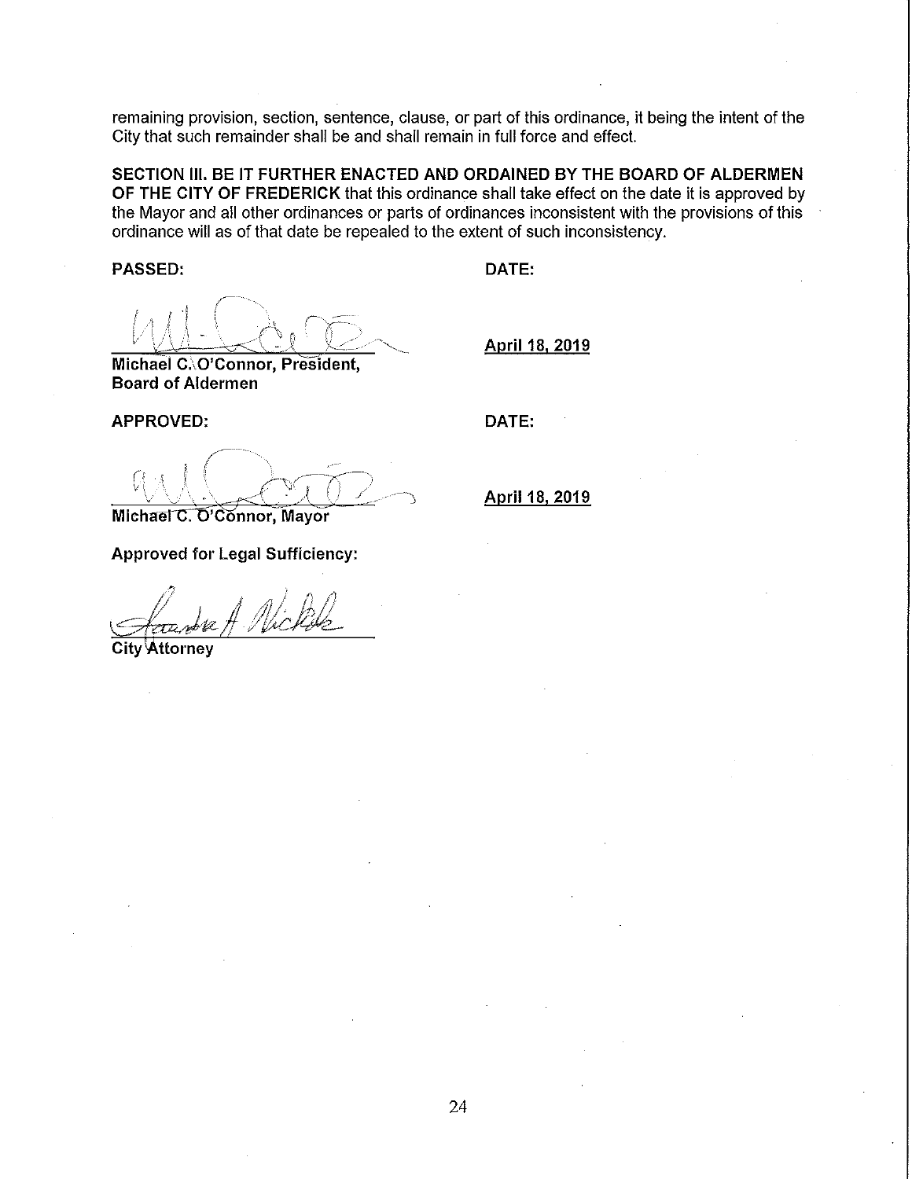remaining provision, section, sentence, clause, or part of this ordinance, it being the intent of the City that such remainder shall be and shall remain in full force and effect.

**SECTION III. BE IT FURTHER ENACTED AND ORDAINED BY THE BOARD OF ALDERMEN OF THE CITY OF FREDERICK** that this ordinance shall take effect on the date it is approved by the Mayor and all other ordinances or parts of ordinances inconsistent with the provisions of this ordinance will as of that date be repealed to the extent of such inconsistency.

**PASSED:** **DATE:**

**Michael C. O'Connor, President,**
**Board of Aldermen**

**April 18, 2019**

**APPROVED:** **DATE:**

**Michael C. O'Connor, Mayor**

**April 18, 2019**

**Approved for Legal Sufficiency:**

**City Attorney**